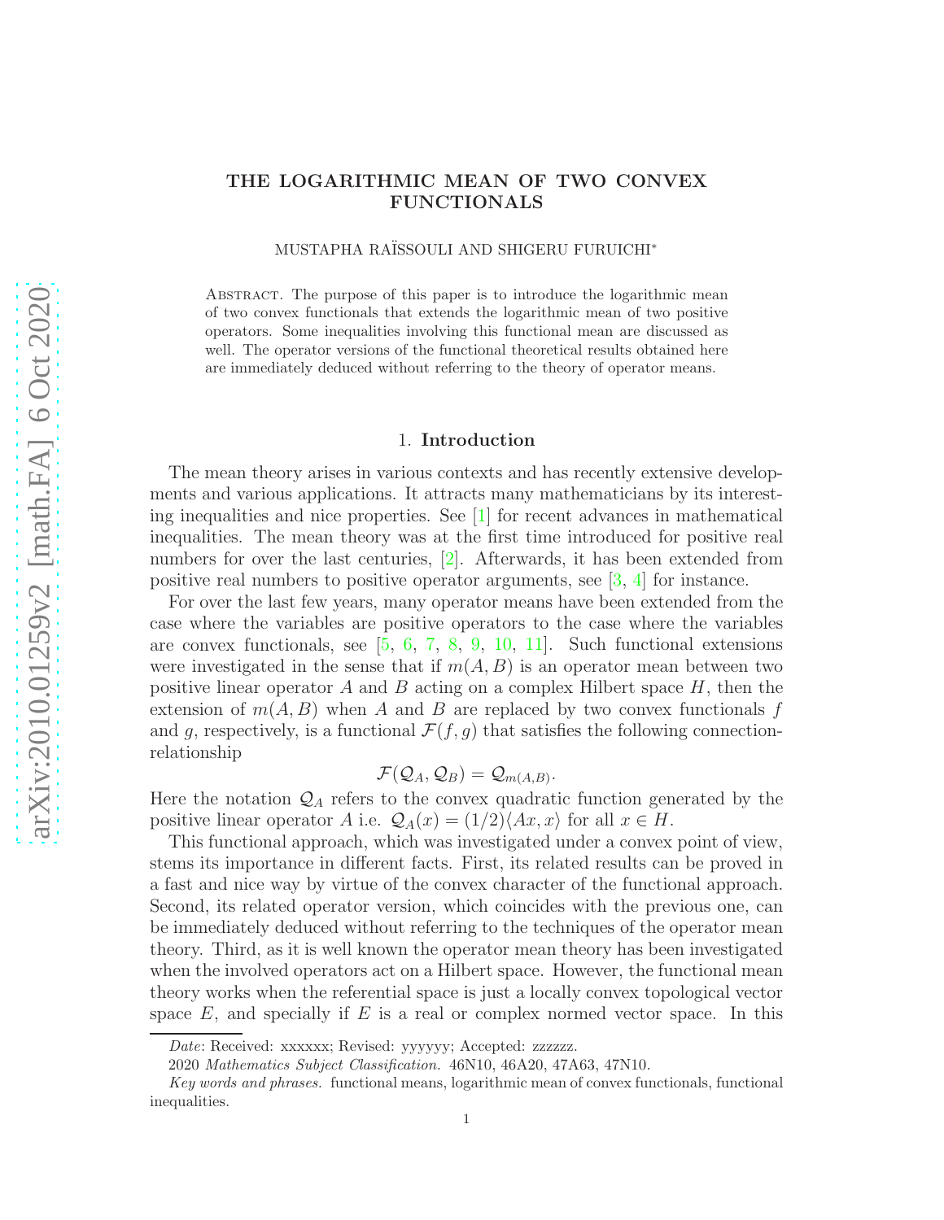# THE LOGARITHMIC MEAN OF TWO CONVEX FUNCTIONALS

MUSTAPHA RAÏSSOULI AND SHIGERU FURUICHI*

Abstract. The purpose of this paper is to introduce the logarithmic mean of two convex functionals that extends the logarithmic mean of two positive operators. Some inequalities involving this functional mean are discussed as well. The operator versions of the functional theoretical results obtained here are immediately deduced without referring to the theory of operator means.

## 1. Introduction

The mean theory arises in various contexts and has recently extensive developments and various applications. It attracts many mathematicians by its interesting inequalities and nice properties. See [1] for recent advances in mathematical inequalities. The mean theory was at the first time introduced for positive real numbers for over the last centuries, [2]. Afterwards, it has been extended from positive real numbers to positive operator arguments, see [3, 4] for instance.

For over the last few years, many operator means have been extended from the case where the variables are positive operators to the case where the variables are convex functionals, see [5, 6, 7, 8, 9, 10, 11]. Such functional extensions were investigated in the sense that if $m(A, B)$ is an operator mean between two positive linear operator $A$ and $B$ acting on a complex Hilbert space $H$, then the extension of $m(A, B)$ when $A$ and $B$ are replaced by two convex functionals $f$ and $g$, respectively, is a functional $\mathcal{F}(f, g)$ that satisfies the following connection-relationship

$$\mathcal{F}(\mathcal{Q}_A, \mathcal{Q}_B) = \mathcal{Q}_{m(A,B)}.$$

Here the notation $\mathcal{Q}_A$ refers to the convex quadratic function generated by the positive linear operator $A$ i.e. $\mathcal{Q}_A(x) = (1/2)\langle Ax, x\rangle$ for all $x \in H$.

This functional approach, which was investigated under a convex point of view, stems its importance in different facts. First, its related results can be proved in a fast and nice way by virtue of the convex character of the functional approach. Second, its related operator version, which coincides with the previous one, can be immediately deduced without referring to the techniques of the operator mean theory. Third, as it is well known the operator mean theory has been investigated when the involved operators act on a Hilbert space. However, the functional mean theory works when the referential space is just a locally convex topological vector space $E$, and specially if $E$ is a real or complex normed vector space. In this

*Date*: Received: xxxxxx; Revised: yyyyyy; Accepted: zzzzzz.

2020 *Mathematics Subject Classification.* 46N10, 46A20, 47A63, 47N10.

*Key words and phrases.* functional means, logarithmic mean of convex functionals, functional inequalities.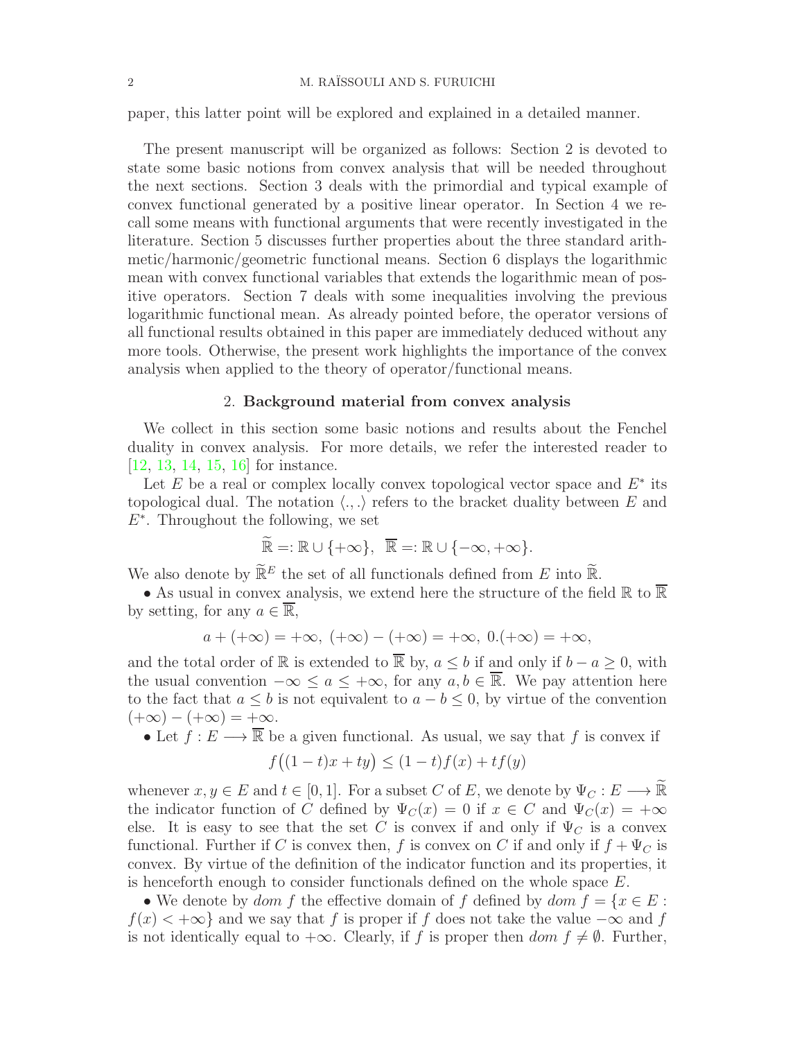paper, this latter point will be explored and explained in a detailed manner.

The present manuscript will be organized as follows: Section 2 is devoted to state some basic notions from convex analysis that will be needed throughout the next sections. Section 3 deals with the primordial and typical example of convex functional generated by a positive linear operator. In Section 4 we recall some means with functional arguments that were recently investigated in the literature. Section 5 discusses further properties about the three standard arithmetic/harmonic/geometric functional means. Section 6 displays the logarithmic mean with convex functional variables that extends the logarithmic mean of positive operators. Section 7 deals with some inequalities involving the previous logarithmic functional mean. As already pointed before, the operator versions of all functional results obtained in this paper are immediately deduced without any more tools. Otherwise, the present work highlights the importance of the convex analysis when applied to the theory of operator/functional means.

## 2. Background material from convex analysis

We collect in this section some basic notions and results about the Fenchel duality in convex analysis. For more details, we refer the interested reader to [12, 13, 14, 15, 16] for instance.

Let $E$ be a real or complex locally convex topological vector space and $E^*$ its topological dual. The notation $\langle .,. \rangle$ refers to the bracket duality between $E$ and $E^*$. Throughout the following, we set

$$\widetilde{\mathbb{R}} =: \mathbb{R} \cup \{+\infty\}, \;\; \overline{\mathbb{R}} =: \mathbb{R} \cup \{-\infty, +\infty\}.$$

We also denote by $\widetilde{\mathbb{R}}^E$ the set of all functionals defined from $E$ into $\widetilde{\mathbb{R}}$.

• As usual in convex analysis, we extend here the structure of the field $\mathbb{R}$ to $\overline{\mathbb{R}}$ by setting, for any $a \in \overline{\mathbb{R}}$,

$$a + (+\infty) = +\infty, \; (+\infty) - (+\infty) = +\infty, \; 0.(+\infty) = +\infty,$$

and the total order of $\mathbb{R}$ is extended to $\overline{\mathbb{R}}$ by, $a \leq b$ if and only if $b - a \geq 0$, with the usual convention $-\infty \leq a \leq +\infty$, for any $a, b \in \overline{\mathbb{R}}$. We pay attention here to the fact that $a \leq b$ is not equivalent to $a - b \leq 0$, by virtue of the convention $(+\infty) - (+\infty) = +\infty$.

• Let $f : E \longrightarrow \overline{\mathbb{R}}$ be a given functional. As usual, we say that $f$ is convex if

$$f\big((1-t)x + ty\big) \leq (1-t)f(x) + tf(y)$$

whenever $x, y \in E$ and $t \in [0,1]$. For a subset $C$ of $E$, we denote by $\Psi_C : E \longrightarrow \widetilde{\mathbb{R}}$ the indicator function of $C$ defined by $\Psi_C(x) = 0$ if $x \in C$ and $\Psi_C(x) = +\infty$ else. It is easy to see that the set $C$ is convex if and only if $\Psi_C$ is a convex functional. Further if $C$ is convex then, $f$ is convex on $C$ if and only if $f + \Psi_C$ is convex. By virtue of the definition of the indicator function and its properties, it is henceforth enough to consider functionals defined on the whole space $E$.

• We denote by *dom* $f$ the effective domain of $f$ defined by *dom* $f = \{x \in E : f(x) < +\infty\}$ and we say that $f$ is proper if $f$ does not take the value $-\infty$ and $f$ is not identically equal to $+\infty$. Clearly, if $f$ is proper then *dom* $f \neq \emptyset$. Further,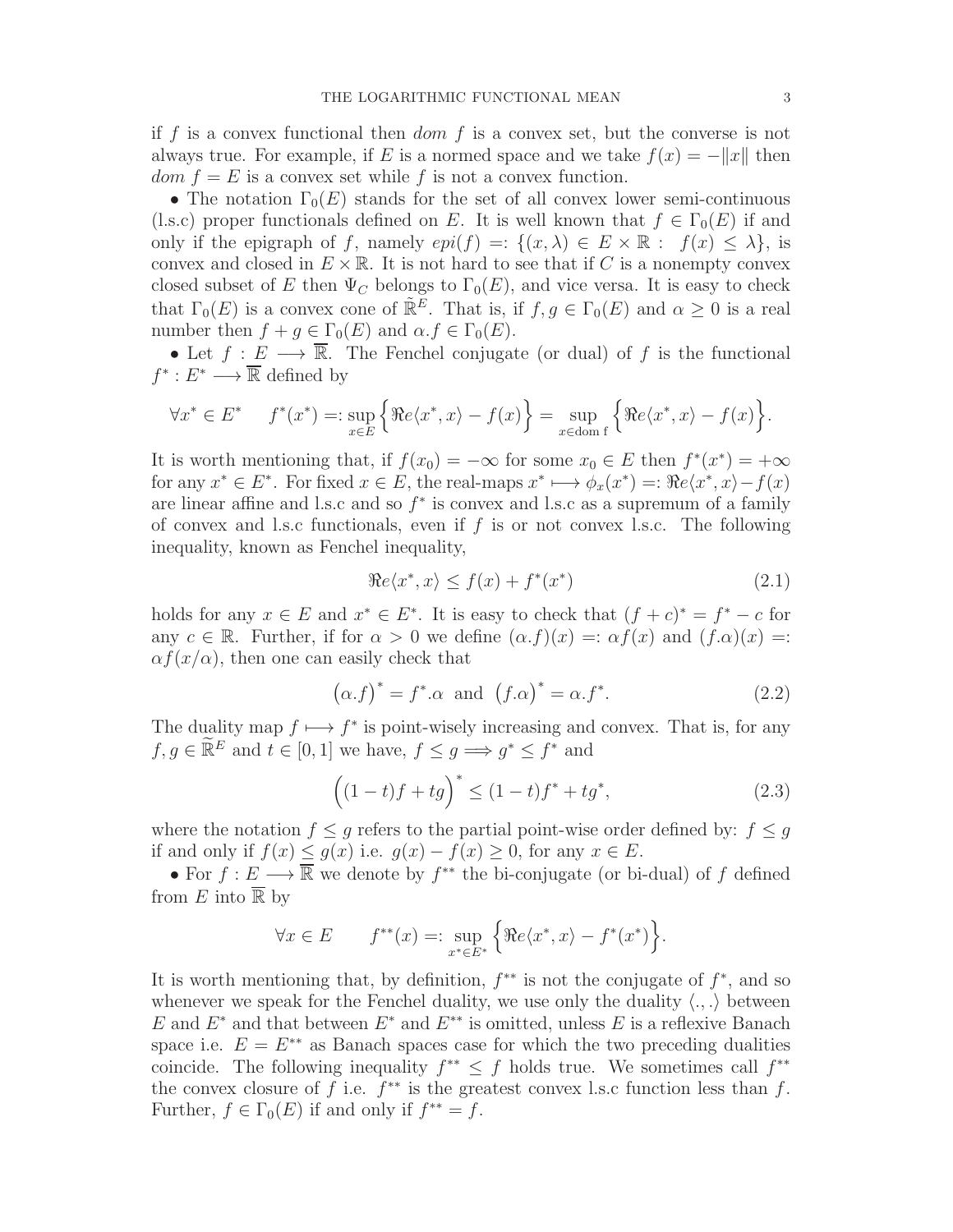if $f$ is a convex functional then *dom* $f$ is a convex set, but the converse is not always true. For example, if $E$ is a normed space and we take $f(x) = -\|x\|$ then *dom* $f = E$ is a convex set while $f$ is not a convex function.

• The notation $\Gamma_0(E)$ stands for the set of all convex lower semi-continuous (l.s.c) proper functionals defined on $E$. It is well known that $f \in \Gamma_0(E)$ if and only if the epigraph of $f$, namely $epi(f) =: \{(x, \lambda) \in E \times \mathbb{R} : \ f(x) \leq \lambda\}$, is convex and closed in $E \times \mathbb{R}$. It is not hard to see that if $C$ is a nonempty convex closed subset of $E$ then $\Psi_C$ belongs to $\Gamma_0(E)$, and vice versa. It is easy to check that $\Gamma_0(E)$ is a convex cone of $\tilde{\mathbb{R}}^E$. That is, if $f, g \in \Gamma_0(E)$ and $\alpha \geq 0$ is a real number then $f + g \in \Gamma_0(E)$ and $\alpha.f \in \Gamma_0(E)$.

• Let $f : E \longrightarrow \overline{\mathbb{R}}$. The Fenchel conjugate (or dual) of $f$ is the functional $f^* : E^* \longrightarrow \overline{\mathbb{R}}$ defined by

$$\forall x^* \in E^* \qquad f^*(x^*) =: \sup_{x \in E} \Big\{ \Re e\langle x^*, x\rangle - f(x) \Big\} = \sup_{x \in \text{dom f}} \Big\{ \Re e\langle x^*, x\rangle - f(x) \Big\}.$$

It is worth mentioning that, if $f(x_0) = -\infty$ for some $x_0 \in E$ then $f^*(x^*) = +\infty$ for any $x^* \in E^*$. For fixed $x \in E$, the real-maps $x^* \longmapsto \phi_x(x^*) =: \Re e\langle x^*, x\rangle - f(x)$ are linear affine and l.s.c and so $f^*$ is convex and l.s.c as a supremum of a family of convex and l.s.c functionals, even if $f$ is or not convex l.s.c. The following inequality, known as Fenchel inequality,

$$\Re e\langle x^*, x\rangle \leq f(x) + f^*(x^*) \tag{2.1}$$

holds for any $x \in E$ and $x^* \in E^*$. It is easy to check that $(f + c)^* = f^* - c$ for any $c \in \mathbb{R}$. Further, if for $\alpha > 0$ we define $(\alpha.f)(x) =: \alpha f(x)$ and $(f.\alpha)(x) =: \alpha f(x/\alpha)$, then one can easily check that

$$\big(\alpha.f\big)^* = f^*.\alpha \ \text{ and } \ \big(f.\alpha\big)^* = \alpha.f^*. \tag{2.2}$$

The duality map $f \longmapsto f^*$ is point-wisely increasing and convex. That is, for any $f, g \in \widetilde{\mathbb{R}}^E$ and $t \in [0, 1]$ we have, $f \leq g \Longrightarrow g^* \leq f^*$ and

$$\Big((1 - t)f + tg\Big)^* \leq (1 - t)f^* + tg^*, \tag{2.3}$$

where the notation $f \leq g$ refers to the partial point-wise order defined by: $f \leq g$ if and only if $f(x) \leq g(x)$ i.e. $g(x) - f(x) \geq 0$, for any $x \in E$.

• For $f : E \longrightarrow \overline{\mathbb{R}}$ we denote by $f^{**}$ the bi-conjugate (or bi-dual) of $f$ defined from $E$ into $\overline{\mathbb{R}}$ by

$$\forall x \in E \qquad f^{**}(x) =: \sup_{x^* \in E^*} \Big\{ \Re e\langle x^*, x\rangle - f^*(x^*) \Big\}.$$

It is worth mentioning that, by definition, $f^{**}$ is not the conjugate of $f^*$, and so whenever we speak for the Fenchel duality, we use only the duality $\langle ., .\rangle$ between $E$ and $E^*$ and that between $E^*$ and $E^{**}$ is omitted, unless $E$ is a reflexive Banach space i.e. $E = E^{**}$ as Banach spaces case for which the two preceding dualities coincide. The following inequality $f^{**} \leq f$ holds true. We sometimes call $f^{**}$ the convex closure of $f$ i.e. $f^{**}$ is the greatest convex l.s.c function less than $f$. Further, $f \in \Gamma_0(E)$ if and only if $f^{**} = f$.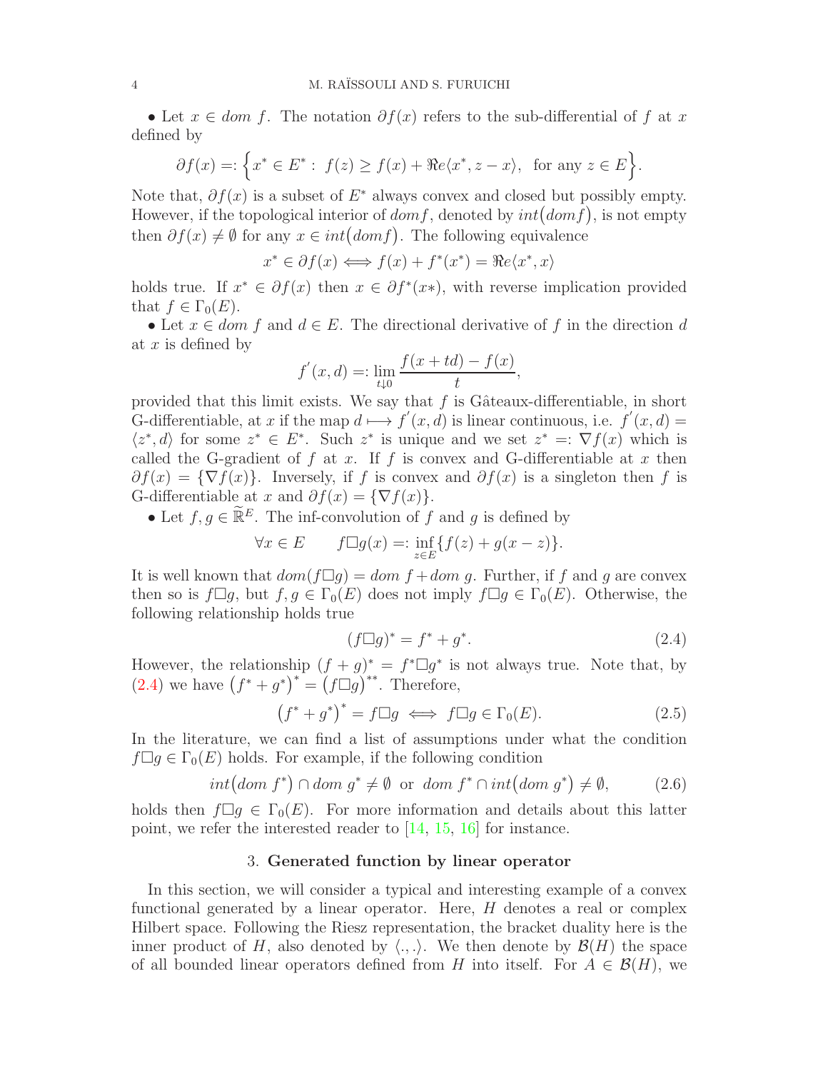• Let $x \in dom\ f$. The notation $\partial f(x)$ refers to the sub-differential of $f$ at $x$ defined by

$$\partial f(x) =: \Big\{x^* \in E^* :\ f(z) \geq f(x) + \Re e\langle x^*, z - x\rangle,\ \text{ for any } z \in E\Big\}.$$

Note that, $\partial f(x)$ is a subset of $E^*$ always convex and closed but possibly empty. However, if the topological interior of $dom f$, denoted by $int\big(dom f\big)$, is not empty then $\partial f(x) \neq \emptyset$ for any $x \in int\big(dom f\big)$. The following equivalence

$$x^* \in \partial f(x) \Longleftrightarrow f(x) + f^*(x^*) = \Re e\langle x^*, x\rangle$$

holds true. If $x^* \in \partial f(x)$ then $x \in \partial f^*(x*)$, with reverse implication provided that $f \in \Gamma_0(E)$.

• Let $x \in dom\ f$ and $d \in E$. The directional derivative of $f$ in the direction $d$ at $x$ is defined by

$$f^{'}(x, d) =: \lim_{t \downarrow 0} \frac{f(x + td) - f(x)}{t},$$

provided that this limit exists. We say that $f$ is Gâteaux-differentiable, in short G-differentiable, at $x$ if the map $d \longmapsto f^{'}(x, d)$ is linear continuous, i.e. $f^{'}(x, d) = \langle z^*, d\rangle$ for some $z^* \in E^*$. Such $z^*$ is unique and we set $z^* =: \nabla f(x)$ which is called the G-gradient of $f$ at $x$. If $f$ is convex and G-differentiable at $x$ then $\partial f(x) = \{\nabla f(x)\}$. Inversely, if $f$ is convex and $\partial f(x)$ is a singleton then $f$ is G-differentiable at $x$ and $\partial f(x) = \{\nabla f(x)\}$.

• Let $f, g \in \widetilde{\mathbb{R}}^E$. The inf-convolution of $f$ and $g$ is defined by

$$\forall x \in E \qquad f\Box g(x) =: \inf_{z \in E}\{f(z) + g(x - z)\}.$$

It is well known that $dom(f\Box g) = dom\ f + dom\ g$. Further, if $f$ and $g$ are convex then so is $f\Box g$, but $f, g \in \Gamma_0(E)$ does not imply $f\Box g \in \Gamma_0(E)$. Otherwise, the following relationship holds true

$$(f\Box g)^* = f^* + g^*. \tag{2.4}$$

However, the relationship $(f + g)^* = f^*\Box g^*$ is not always true. Note that, by (2.4) we have $\big(f^* + g^*\big)^* = \big(f\Box g\big)^{**}$. Therefore,

$$\big(f^* + g^*\big)^* = f\Box g \iff f\Box g \in \Gamma_0(E). \tag{2.5}$$

In the literature, we can find a list of assumptions under what the condition $f\Box g \in \Gamma_0(E)$ holds. For example, if the following condition

$$int\big(dom\ f^*\big) \cap dom\ g^* \neq \emptyset \ \text{ or } \ dom\ f^* \cap int\big(dom\ g^*\big) \neq \emptyset, \tag{2.6}$$

holds then $f\Box g \in \Gamma_0(E)$. For more information and details about this latter point, we refer the interested reader to [14, 15, 16] for instance.

## 3. Generated function by linear operator

In this section, we will consider a typical and interesting example of a convex functional generated by a linear operator. Here, $H$ denotes a real or complex Hilbert space. Following the Riesz representation, the bracket duality here is the inner product of $H$, also denoted by $\langle ., .\rangle$. We then denote by $\mathcal{B}(H)$ the space of all bounded linear operators defined from $H$ into itself. For $A \in \mathcal{B}(H)$, we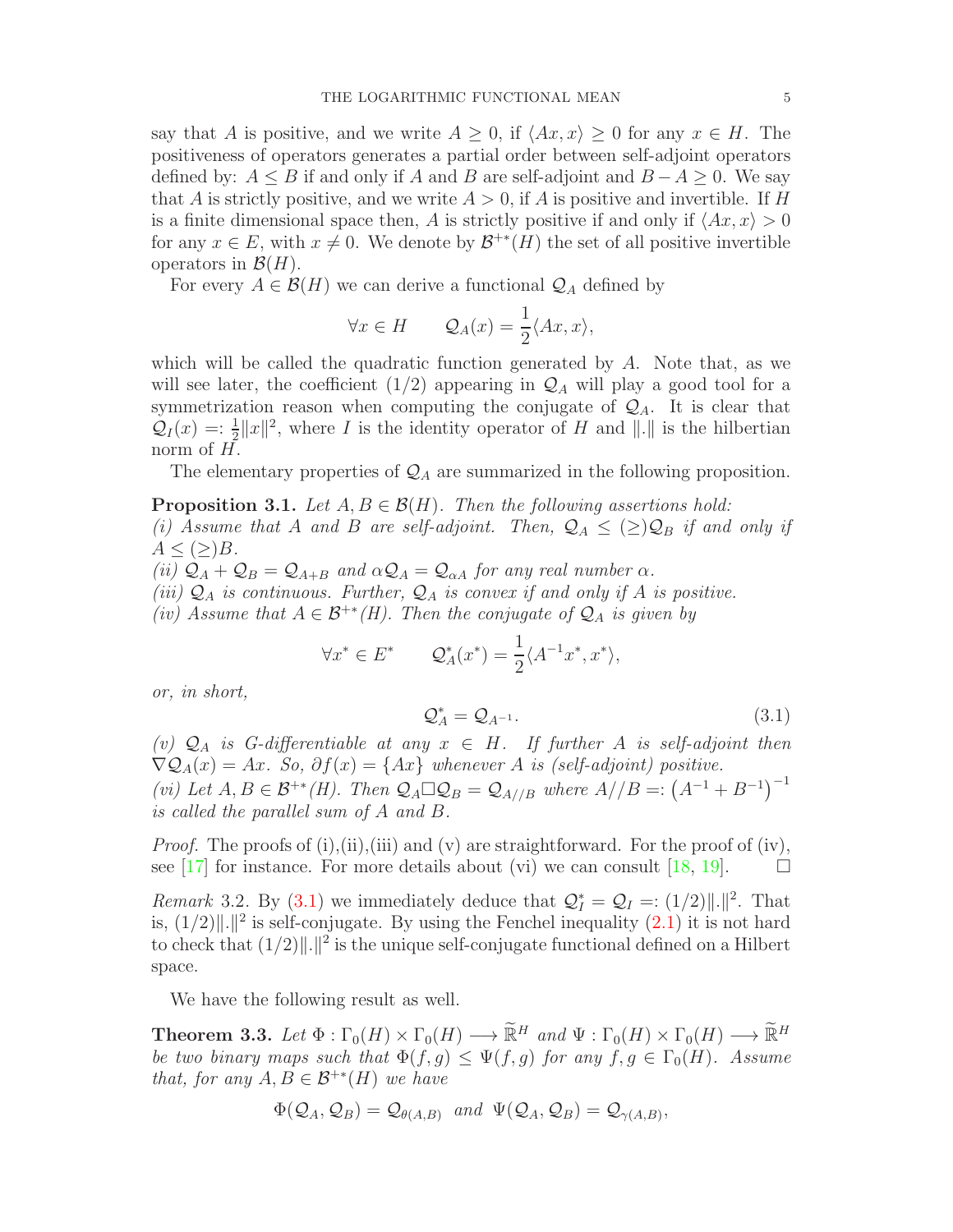say that $A$ is positive, and we write $A \geq 0$, if $\langle Ax, x\rangle \geq 0$ for any $x \in H$. The positiveness of operators generates a partial order between self-adjoint operators defined by: $A \leq B$ if and only if $A$ and $B$ are self-adjoint and $B - A \geq 0$. We say that $A$ is strictly positive, and we write $A > 0$, if $A$ is positive and invertible. If $H$ is a finite dimensional space then, $A$ is strictly positive if and only if $\langle Ax, x\rangle > 0$ for any $x \in E$, with $x \neq 0$. We denote by $\mathcal{B}^{+*}(H)$ the set of all positive invertible operators in $\mathcal{B}(H)$.

For every $A \in \mathcal{B}(H)$ we can derive a functional $\mathcal{Q}_A$ defined by

$$\forall x \in H \qquad \mathcal{Q}_A(x) = \frac{1}{2}\langle Ax, x\rangle,$$

which will be called the quadratic function generated by $A$. Note that, as we will see later, the coefficient $(1/2)$ appearing in $\mathcal{Q}_A$ will play a good tool for a symmetrization reason when computing the conjugate of $\mathcal{Q}_A$. It is clear that $\mathcal{Q}_I(x) =: \frac{1}{2}\|x\|^2$, where $I$ is the identity operator of $H$ and $\|.\|$ is the hilbertian norm of $H$.

The elementary properties of $\mathcal{Q}_A$ are summarized in the following proposition.

**Proposition 3.1.** *Let $A, B \in \mathcal{B}(H)$. Then the following assertions hold:*
*(i) Assume that $A$ and $B$ are self-adjoint. Then, $\mathcal{Q}_A \leq (\geq)\mathcal{Q}_B$ if and only if $A \leq (\geq)B$.*
*(ii) $\mathcal{Q}_A + \mathcal{Q}_B = \mathcal{Q}_{A+B}$ and $\alpha\mathcal{Q}_A = \mathcal{Q}_{\alpha A}$ for any real number $\alpha$.*
*(iii) $\mathcal{Q}_A$ is continuous. Further, $\mathcal{Q}_A$ is convex if and only if $A$ is positive.*
*(iv) Assume that $A \in \mathcal{B}^{+*}(H)$. Then the conjugate of $\mathcal{Q}_A$ is given by*

$$\forall x^* \in E^* \qquad \mathcal{Q}_A^*(x^*) = \frac{1}{2}\langle A^{-1}x^*, x^*\rangle,$$

*or, in short,*

$$\mathcal{Q}_A^* = \mathcal{Q}_{A^{-1}}. \tag{3.1}$$

*(v) $\mathcal{Q}_A$ is G-differentiable at any $x \in H$. If further $A$ is self-adjoint then $\nabla\mathcal{Q}_A(x) = Ax$. So, $\partial f(x) = \{Ax\}$ whenever $A$ is (self-adjoint) positive.*
*(vi) Let $A, B \in \mathcal{B}^{+*}(H)$. Then $\mathcal{Q}_A \square \mathcal{Q}_B = \mathcal{Q}_{A//B}$ where $A//B =: \left(A^{-1} + B^{-1}\right)^{-1}$ is called the parallel sum of $A$ and $B$.*

*Proof.* The proofs of (i),(ii),(iii) and (v) are straightforward. For the proof of (iv), see [17] for instance. For more details about (vi) we can consult [18, 19]. $\square$

*Remark* 3.2. By (3.1) we immediately deduce that $\mathcal{Q}_I^* = \mathcal{Q}_I =: (1/2)\|.\|^2$. That is, $(1/2)\|.\|^2$ is self-conjugate. By using the Fenchel inequality (2.1) it is not hard to check that $(1/2)\|.\|^2$ is the unique self-conjugate functional defined on a Hilbert space.

We have the following result as well.

**Theorem 3.3.** *Let $\Phi : \Gamma_0(H) \times \Gamma_0(H) \longrightarrow \widetilde{\mathbb{R}}^H$ and $\Psi : \Gamma_0(H) \times \Gamma_0(H) \longrightarrow \widetilde{\mathbb{R}}^H$ be two binary maps such that $\Phi(f, g) \leq \Psi(f, g)$ for any $f, g \in \Gamma_0(H)$. Assume that, for any $A, B \in \mathcal{B}^{+*}(H)$ we have*

$$\Phi(\mathcal{Q}_A, \mathcal{Q}_B) = \mathcal{Q}_{\theta(A,B)} \;\; \text{and} \;\; \Psi(\mathcal{Q}_A, \mathcal{Q}_B) = \mathcal{Q}_{\gamma(A,B)},$$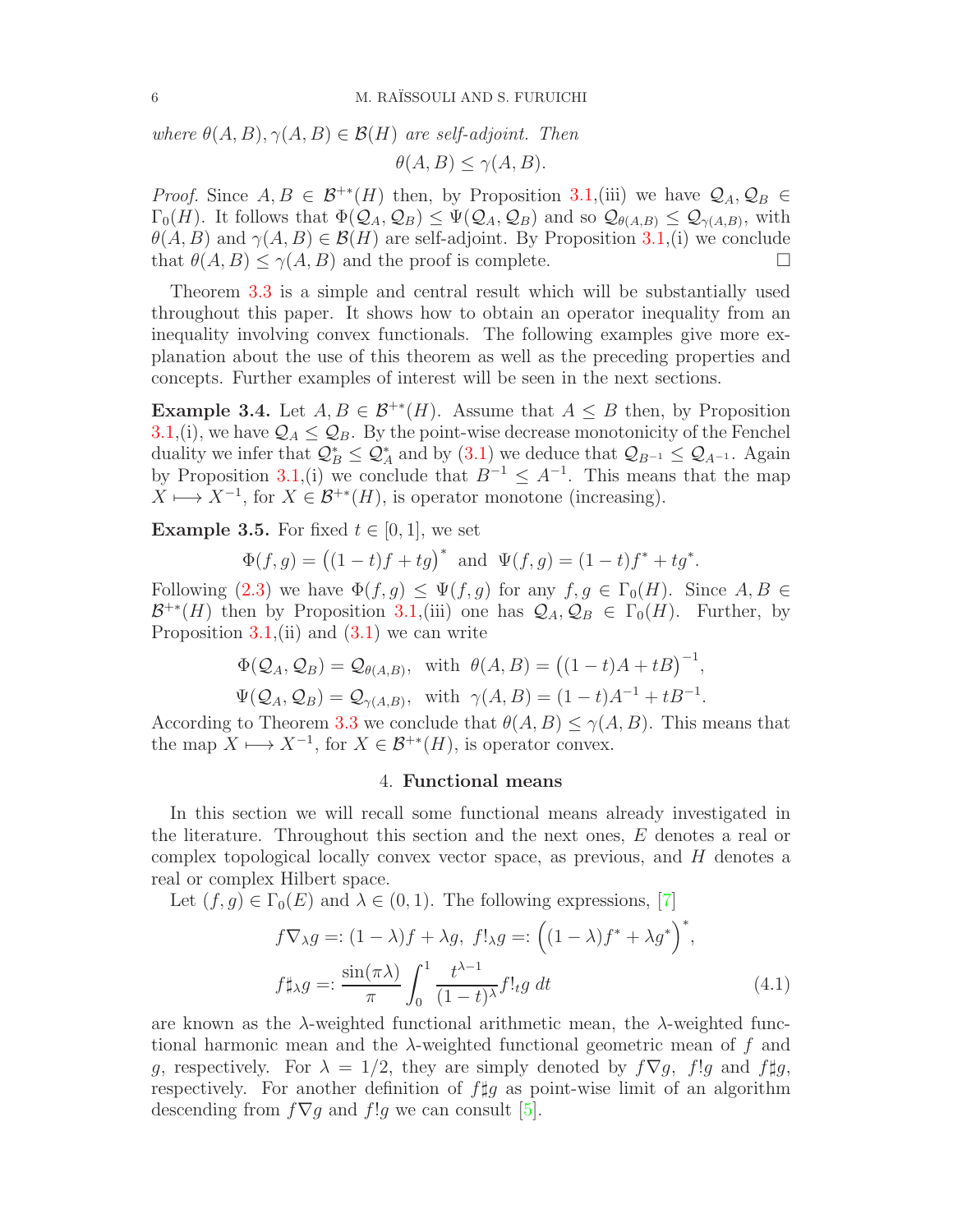*where $\theta(A,B), \gamma(A,B) \in \mathcal{B}(H)$ are self-adjoint. Then*

$$\theta(A,B) \le \gamma(A,B).$$

*Proof.* Since $A, B \in \mathcal{B}^{+*}(H)$ then, by Proposition 3.1,(iii) we have $\mathcal{Q}_A, \mathcal{Q}_B \in \Gamma_0(H)$. It follows that $\Phi(\mathcal{Q}_A, \mathcal{Q}_B) \le \Psi(\mathcal{Q}_A, \mathcal{Q}_B)$ and so $\mathcal{Q}_{\theta(A,B)} \le \mathcal{Q}_{\gamma(A,B)}$, with $\theta(A,B)$ and $\gamma(A,B) \in \mathcal{B}(H)$ are self-adjoint. By Proposition 3.1,(i) we conclude that $\theta(A,B) \le \gamma(A,B)$ and the proof is complete. $\square$

Theorem 3.3 is a simple and central result which will be substantially used throughout this paper. It shows how to obtain an operator inequality from an inequality involving convex functionals. The following examples give more explanation about the use of this theorem as well as the preceding properties and concepts. Further examples of interest will be seen in the next sections.

**Example 3.4.** Let $A, B \in \mathcal{B}^{+*}(H)$. Assume that $A \le B$ then, by Proposition 3.1,(i), we have $\mathcal{Q}_A \le \mathcal{Q}_B$. By the point-wise decrease monotonicity of the Fenchel duality we infer that $\mathcal{Q}_B^* \le \mathcal{Q}_A^*$ and by (3.1) we deduce that $\mathcal{Q}_{B^{-1}} \le \mathcal{Q}_{A^{-1}}$. Again by Proposition 3.1,(i) we conclude that $B^{-1} \le A^{-1}$. This means that the map $X \longmapsto X^{-1}$, for $X \in \mathcal{B}^{+*}(H)$, is operator monotone (increasing).

**Example 3.5.** For fixed $t \in [0,1]$, we set

$$\Phi(f,g) = \big((1-t)f + tg\big)^* \ \text{ and } \ \Psi(f,g) = (1-t)f^* + tg^*.$$

Following (2.3) we have $\Phi(f,g) \le \Psi(f,g)$ for any $f, g \in \Gamma_0(H)$. Since $A, B \in \mathcal{B}^{+*}(H)$ then by Proposition 3.1,(iii) one has $\mathcal{Q}_A, \mathcal{Q}_B \in \Gamma_0(H)$. Further, by Proposition 3.1,(ii) and (3.1) we can write

$$\Phi(\mathcal{Q}_A, \mathcal{Q}_B) = \mathcal{Q}_{\theta(A,B)}, \ \text{ with } \ \theta(A,B) = \big((1-t)A + tB\big)^{-1},$$

$$\Psi(\mathcal{Q}_A, \mathcal{Q}_B) = \mathcal{Q}_{\gamma(A,B)}, \ \text{ with } \ \gamma(A,B) = (1-t)A^{-1} + tB^{-1}.$$

According to Theorem 3.3 we conclude that $\theta(A,B) \le \gamma(A,B)$. This means that the map $X \longmapsto X^{-1}$, for $X \in \mathcal{B}^{+*}(H)$, is operator convex.

## 4. **Functional means**

In this section we will recall some functional means already investigated in the literature. Throughout this section and the next ones, $E$ denotes a real or complex topological locally convex vector space, as previous, and $H$ denotes a real or complex Hilbert space.

Let $(f,g) \in \Gamma_0(E)$ and $\lambda \in (0,1)$. The following expressions, [7]

$$f\nabla_\lambda g =: (1-\lambda)f + \lambda g, \ f!_\lambda g =: \Big((1-\lambda)f^* + \lambda g^*\Big)^*,$$

$$f\sharp_\lambda g =: \frac{\sin(\pi\lambda)}{\pi} \int_0^1 \frac{t^{\lambda-1}}{(1-t)^\lambda} f!_t g \ dt \tag{4.1}$$

are known as the $\lambda$-weighted functional arithmetic mean, the $\lambda$-weighted functional harmonic mean and the $\lambda$-weighted functional geometric mean of $f$ and $g$, respectively. For $\lambda = 1/2$, they are simply denoted by $f\nabla g$, $f!g$ and $f\sharp g$, respectively. For another definition of $f\sharp g$ as point-wise limit of an algorithm descending from $f\nabla g$ and $f!g$ we can consult [5].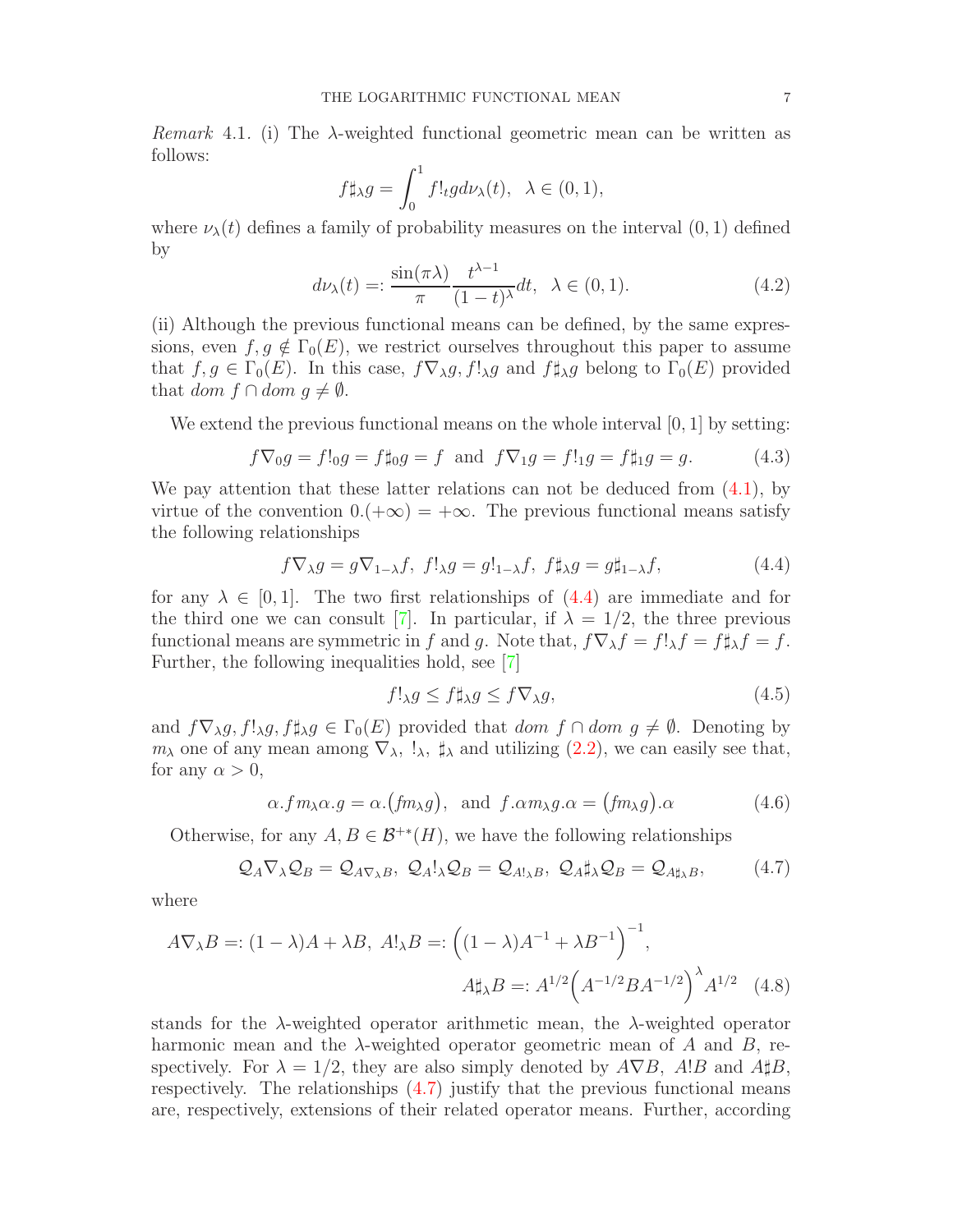*Remark* 4.1. (i) The $\lambda$-weighted functional geometric mean can be written as follows:

$$f\sharp_\lambda g = \int_0^1 f!_t g d\nu_\lambda(t), \quad \lambda \in (0,1),$$

where $\nu_\lambda(t)$ defines a family of probability measures on the interval $(0,1)$ defined by

$$d\nu_\lambda(t) =: \frac{\sin(\pi\lambda)}{\pi}\frac{t^{\lambda-1}}{(1-t)^\lambda}dt, \quad \lambda \in (0,1). \tag{4.2}$$

(ii) Although the previous functional means can be defined, by the same expressions, even $f, g \notin \Gamma_0(E)$, we restrict ourselves throughout this paper to assume that $f, g \in \Gamma_0(E)$. In this case, $f\nabla_\lambda g$, $f!_\lambda g$ and $f\sharp_\lambda g$ belong to $\Gamma_0(E)$ provided that $dom\ f \cap dom\ g \neq \emptyset$.

We extend the previous functional means on the whole interval $[0,1]$ by setting:

$$f\nabla_0 g = f!_0 g = f\sharp_0 g = f \ \text{ and } \ f\nabla_1 g = f!_1 g = f\sharp_1 g = g. \tag{4.3}$$

We pay attention that these latter relations can not be deduced from (4.1), by virtue of the convention $0.(+\infty) = +\infty$. The previous functional means satisfy the following relationships

$$f\nabla_\lambda g = g\nabla_{1-\lambda} f, \ f!_\lambda g = g!_{1-\lambda} f, \ f\sharp_\lambda g = g\sharp_{1-\lambda} f, \tag{4.4}$$

for any $\lambda \in [0,1]$. The two first relationships of (4.4) are immediate and for the third one we can consult [7]. In particular, if $\lambda = 1/2$, the three previous functional means are symmetric in $f$ and $g$. Note that, $f\nabla_\lambda f = f!_\lambda f = f\sharp_\lambda f = f$. Further, the following inequalities hold, see [7]

$$f!_\lambda g \leq f\sharp_\lambda g \leq f\nabla_\lambda g, \tag{4.5}$$

and $f\nabla_\lambda g, f!_\lambda g, f\sharp_\lambda g \in \Gamma_0(E)$ provided that $dom\ f \cap dom\ g \neq \emptyset$. Denoting by $m_\lambda$ one of any mean among $\nabla_\lambda$, $!_\lambda$, $\sharp_\lambda$ and utilizing (2.2), we can easily see that, for any $\alpha > 0$,

$$\alpha.f\, m_\lambda \alpha.g = \alpha.\big(f m_\lambda g\big), \ \text{ and } \ f.\alpha\, m_\lambda g.\alpha = \big(f m_\lambda g\big).\alpha \tag{4.6}$$

Otherwise, for any $A, B \in \mathcal{B}^{+*}(H)$, we have the following relationships

$$\mathcal{Q}_A \nabla_\lambda \mathcal{Q}_B = \mathcal{Q}_{A\nabla_\lambda B}, \ \mathcal{Q}_A !_\lambda \mathcal{Q}_B = \mathcal{Q}_{A!_\lambda B}, \ \mathcal{Q}_A \sharp_\lambda \mathcal{Q}_B = \mathcal{Q}_{A\sharp_\lambda B}, \tag{4.7}$$

where

$$A\nabla_\lambda B =: (1-\lambda)A + \lambda B, \ A!_\lambda B =: \Big((1-\lambda)A^{-1} + \lambda B^{-1}\Big)^{-1},$$
$$A\sharp_\lambda B =: A^{1/2}\Big(A^{-1/2}BA^{-1/2}\Big)^\lambda A^{1/2} \tag{4.8}$$

stands for the $\lambda$-weighted operator arithmetic mean, the $\lambda$-weighted operator harmonic mean and the $\lambda$-weighted operator geometric mean of $A$ and $B$, respectively. For $\lambda = 1/2$, they are also simply denoted by $A\nabla B$, $A!B$ and $A\sharp B$, respectively. The relationships (4.7) justify that the previous functional means are, respectively, extensions of their related operator means. Further, according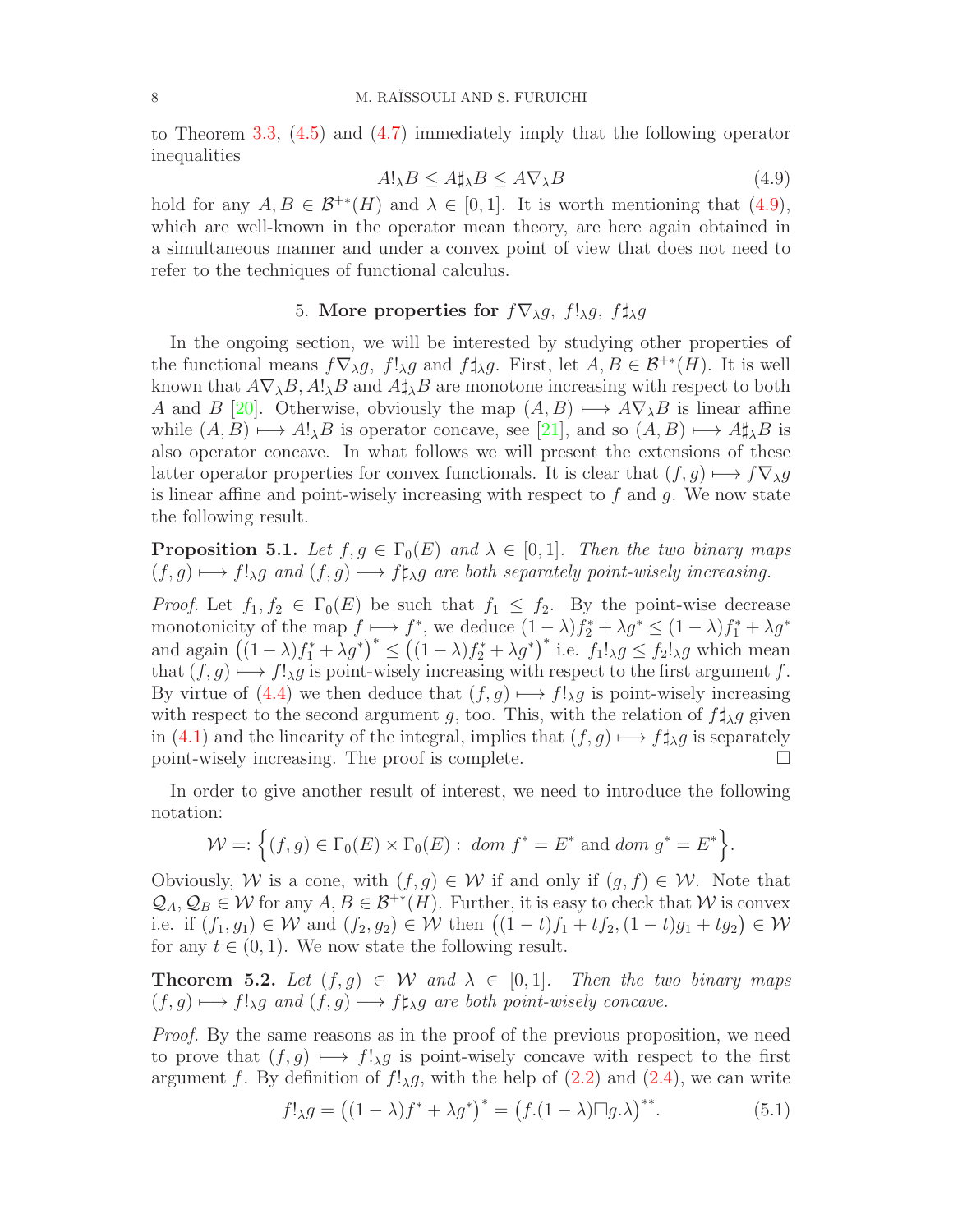to Theorem 3.3, (4.5) and (4.7) immediately imply that the following operator inequalities

$$A!_\lambda B \leq A\sharp_\lambda B \leq A\nabla_\lambda B \tag{4.9}$$

hold for any $A, B \in \mathcal{B}^{+*}(H)$ and $\lambda \in [0,1]$. It is worth mentioning that (4.9), which are well-known in the operator mean theory, are here again obtained in a simultaneous manner and under a convex point of view that does not need to refer to the techniques of functional calculus.

## 5. More properties for $f\nabla_\lambda g,\ f!_\lambda g,\ f\sharp_\lambda g$

In the ongoing section, we will be interested by studying other properties of the functional means $f\nabla_\lambda g$, $f!_\lambda g$ and $f\sharp_\lambda g$. First, let $A, B \in \mathcal{B}^{+*}(H)$. It is well known that $A\nabla_\lambda B, A!_\lambda B$ and $A\sharp_\lambda B$ are monotone increasing with respect to both $A$ and $B$ [20]. Otherwise, obviously the map $(A,B) \longmapsto A\nabla_\lambda B$ is linear affine while $(A,B) \longmapsto A!_\lambda B$ is operator concave, see [21], and so $(A,B) \longmapsto A\sharp_\lambda B$ is also operator concave. In what follows we will present the extensions of these latter operator properties for convex functionals. It is clear that $(f,g) \longmapsto f\nabla_\lambda g$ is linear affine and point-wisely increasing with respect to $f$ and $g$. We now state the following result.

**Proposition 5.1.** *Let $f, g \in \Gamma_0(E)$ and $\lambda \in [0,1]$. Then the two binary maps $(f,g) \longmapsto f!_\lambda g$ and $(f,g) \longmapsto f\sharp_\lambda g$ are both separately point-wisely increasing.*

*Proof.* Let $f_1, f_2 \in \Gamma_0(E)$ be such that $f_1 \leq f_2$. By the point-wise decrease monotonicity of the map $f \longmapsto f^*$, we deduce $(1-\lambda)f_2^* + \lambda g^* \leq (1-\lambda)f_1^* + \lambda g^*$ and again $\big((1-\lambda)f_1^* + \lambda g^*\big)^* \leq \big((1-\lambda)f_2^* + \lambda g^*\big)^*$ i.e. $f_1!_\lambda g \leq f_2!_\lambda g$ which mean that $(f,g) \longmapsto f!_\lambda g$ is point-wisely increasing with respect to the first argument $f$. By virtue of (4.4) we then deduce that $(f,g) \longmapsto f!_\lambda g$ is point-wisely increasing with respect to the second argument $g$, too. This, with the relation of $f\sharp_\lambda g$ given in (4.1) and the linearity of the integral, implies that $(f,g) \longmapsto f\sharp_\lambda g$ is separately point-wisely increasing. The proof is complete. $\square$

In order to give another result of interest, we need to introduce the following notation:

$$\mathcal{W} =: \Big\{(f,g) \in \Gamma_0(E) \times \Gamma_0(E) : \ dom\ f^* = E^* \text{ and } dom\ g^* = E^*\Big\}.$$

Obviously, $\mathcal{W}$ is a cone, with $(f,g) \in \mathcal{W}$ if and only if $(g,f) \in \mathcal{W}$. Note that $\mathcal{Q}_A, \mathcal{Q}_B \in \mathcal{W}$ for any $A, B \in \mathcal{B}^{+*}(H)$. Further, it is easy to check that $\mathcal{W}$ is convex i.e. if $(f_1, g_1) \in \mathcal{W}$ and $(f_2, g_2) \in \mathcal{W}$ then $\big((1-t)f_1 + tf_2, (1-t)g_1 + tg_2\big) \in \mathcal{W}$ for any $t \in (0,1)$. We now state the following result.

**Theorem 5.2.** *Let $(f,g) \in \mathcal{W}$ and $\lambda \in [0,1]$. Then the two binary maps $(f,g) \longmapsto f!_\lambda g$ and $(f,g) \longmapsto f\sharp_\lambda g$ are both point-wisely concave.*

*Proof.* By the same reasons as in the proof of the previous proposition, we need to prove that $(f,g) \longmapsto f!_\lambda g$ is point-wisely concave with respect to the first argument $f$. By definition of $f!_\lambda g$, with the help of (2.2) and (2.4), we can write

$$f!_\lambda g = \big((1-\lambda)f^* + \lambda g^*\big)^* = \big(f.(1-\lambda)\Box g.\lambda\big)^{**}. \tag{5.1}$$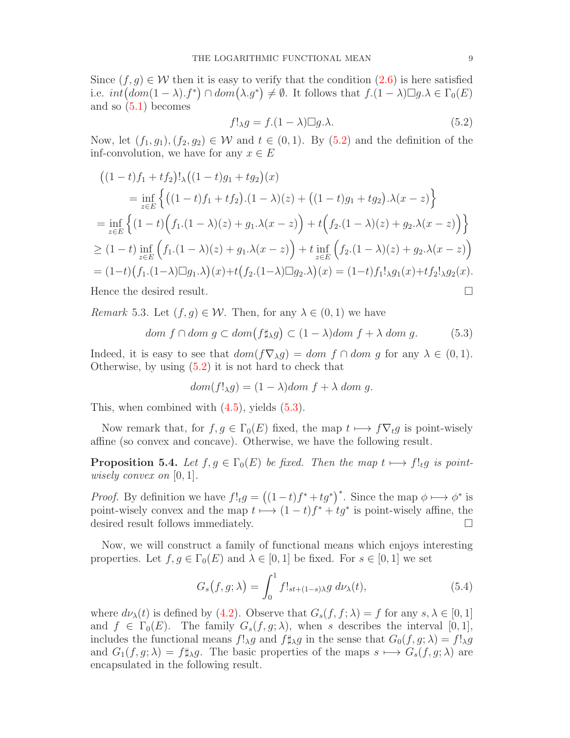Since $(f, g) \in \mathcal{W}$ then it is easy to verify that the condition (2.6) is here satisfied i.e. $int\big(dom(1-\lambda).f^*\big) \cap dom\big(\lambda.g^*\big) \neq \emptyset$. It follows that $f.(1-\lambda)\Box g.\lambda \in \Gamma_0(E)$ and so (5.1) becomes

$$f!_\lambda g = f.(1-\lambda)\Box g.\lambda. \tag{5.2}$$

Now, let $(f_1, g_1), (f_2, g_2) \in \mathcal{W}$ and $t \in (0,1)$. By (5.2) and the definition of the inf-convolution, we have for any $x \in E$

$$
\begin{aligned}
&\big((1-t)f_1 + tf_2\big)!_\lambda\big((1-t)g_1 + tg_2\big)(x) \\
&\qquad = \inf_{z \in E}\Big\{\big((1-t)f_1 + tf_2\big).(1-\lambda)(z) + \big((1-t)g_1 + tg_2\big).\lambda(x-z)\Big\} \\
&= \inf_{z \in E}\Big\{(1-t)\Big(f_1.(1-\lambda)(z) + g_1.\lambda(x-z)\Big) + t\Big(f_2.(1-\lambda)(z) + g_2.\lambda(x-z)\Big)\Big\} \\
&\geq (1-t)\inf_{z \in E}\Big(f_1.(1-\lambda)(z) + g_1.\lambda(x-z)\Big) + t\inf_{z \in E}\Big(f_2.(1-\lambda)(z) + g_2.\lambda(x-z)\Big) \\
&= (1-t)\big(f_1.(1-\lambda)\Box g_1.\lambda\big)(x) + t\big(f_2.(1-\lambda)\Box g_2.\lambda\big)(x) = (1-t)f_1!_\lambda g_1(x) + tf_2!_\lambda g_2(x).
\end{aligned}
$$

Hence the desired result. $\square$

*Remark* 5.3. Let $(f, g) \in \mathcal{W}$. Then, for any $\lambda \in (0,1)$ we have

$$dom\ f \cap dom\ g \subset dom\big(f\sharp_\lambda g\big) \subset (1-\lambda)dom\ f + \lambda\ dom\ g. \tag{5.3}$$

Indeed, it is easy to see that $dom(f\nabla_\lambda g) = dom\ f \cap dom\ g$ for any $\lambda \in (0,1)$. Otherwise, by using (5.2) it is not hard to check that

$$dom(f!_\lambda g) = (1-\lambda)dom\ f + \lambda\ dom\ g.$$

This, when combined with (4.5), yields (5.3).

Now remark that, for $f, g \in \Gamma_0(E)$ fixed, the map $t \longmapsto f\nabla_t g$ is point-wisely affine (so convex and concave). Otherwise, we have the following result.

**Proposition 5.4.** *Let $f, g \in \Gamma_0(E)$ be fixed. Then the map $t \longmapsto f!_t g$ is point-wisely convex on $[0,1]$.*

*Proof.* By definition we have $f!_t g = \big((1-t)f^* + tg^*\big)^*$. Since the map $\phi \longmapsto \phi^*$ is point-wisely convex and the map $t \longmapsto (1-t)f^* + tg^*$ is point-wisely affine, the desired result follows immediately. $\square$

Now, we will construct a family of functional means which enjoys interesting properties. Let $f, g \in \Gamma_0(E)$ and $\lambda \in [0,1]$ be fixed. For $s \in [0,1]$ we set

$$G_s\big(f, g; \lambda\big) = \int_0^1 f!_{st+(1-s)\lambda}g\ d\nu_\lambda(t), \tag{5.4}$$

where $d\nu_\lambda(t)$ is defined by (4.2). Observe that $G_s(f, f; \lambda) = f$ for any $s, \lambda \in [0,1]$ and $f \in \Gamma_0(E)$. The family $G_s(f, g; \lambda)$, when $s$ describes the interval $[0,1]$, includes the functional means $f!_\lambda g$ and $f\sharp_\lambda g$ in the sense that $G_0(f, g; \lambda) = f!_\lambda g$ and $G_1(f, g; \lambda) = f\sharp_\lambda g$. The basic properties of the maps $s \longmapsto G_s(f, g; \lambda)$ are encapsulated in the following result.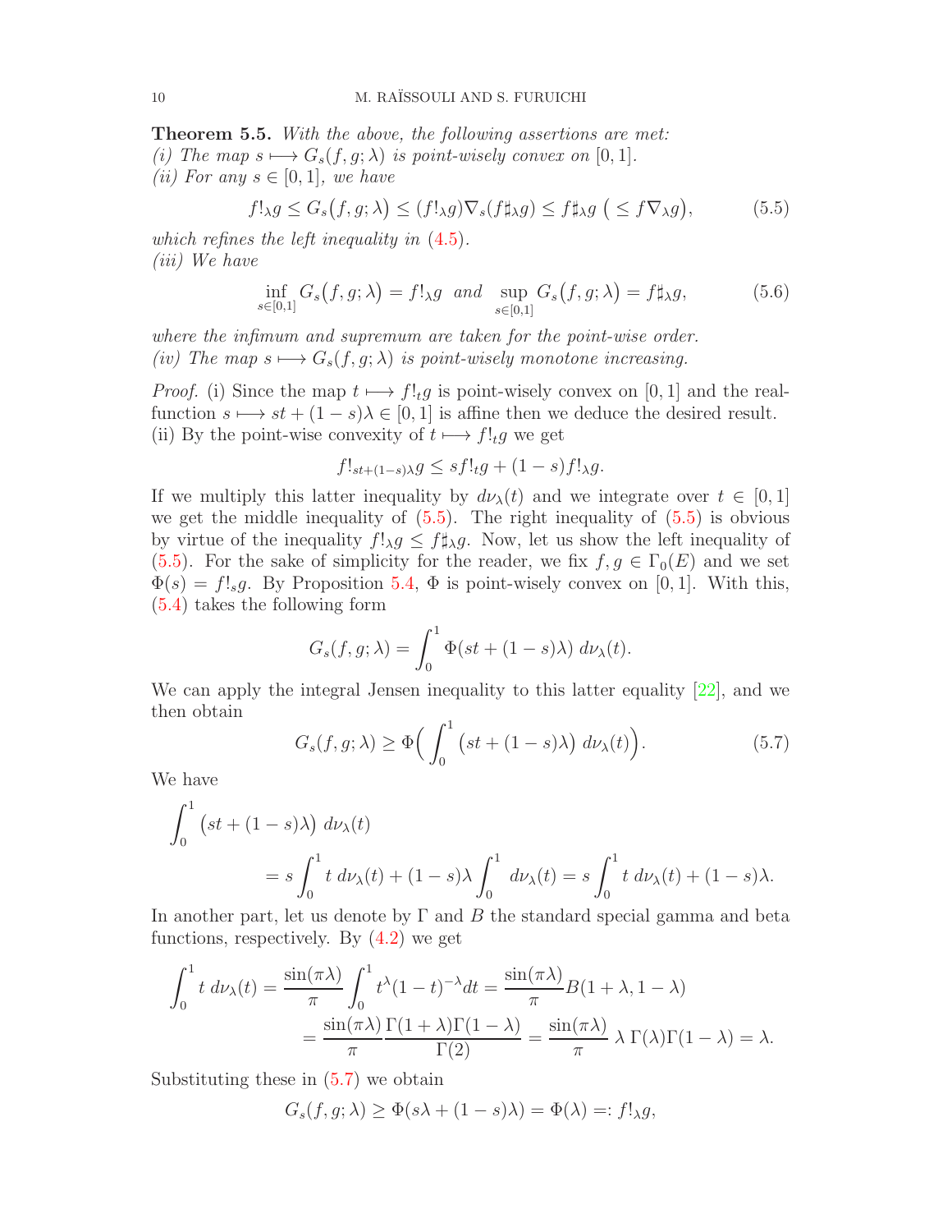**Theorem 5.5.** *With the above, the following assertions are met:*
*(i) The map $s \longmapsto G_s(f,g;\lambda)$ is point-wisely convex on $[0,1]$.*
*(ii) For any $s \in [0,1]$, we have*

$$f!_\lambda g \le G_s\big(f,g;\lambda\big) \le (f!_\lambda g)\nabla_s(f\sharp_\lambda g) \le f\sharp_\lambda g \ \big(\le f\nabla_\lambda g\big), \tag{5.5}$$

*which refines the left inequality in (4.5).*
*(iii) We have*

$$\inf_{s\in[0,1]} G_s\big(f,g;\lambda\big) = f!_\lambda g \ \text{ and } \ \sup_{s\in[0,1]} G_s\big(f,g;\lambda\big) = f\sharp_\lambda g, \tag{5.6}$$

*where the infimum and supremum are taken for the point-wise order.*
*(iv) The map $s \longmapsto G_s(f,g;\lambda)$ is point-wisely monotone increasing.*

*Proof.* (i) Since the map $t \longmapsto f!_t g$ is point-wisely convex on $[0,1]$ and the real-function $s \longmapsto st+(1-s)\lambda \in [0,1]$ is affine then we deduce the desired result.
(ii) By the point-wise convexity of $t \longmapsto f!_t g$ we get

$$f!_{st+(1-s)\lambda} g \le s f!_t g + (1-s) f!_\lambda g.$$

If we multiply this latter inequality by $d\nu_\lambda(t)$ and we integrate over $t \in [0,1]$ we get the middle inequality of (5.5). The right inequality of (5.5) is obvious by virtue of the inequality $f!_\lambda g \le f\sharp_\lambda g$. Now, let us show the left inequality of (5.5). For the sake of simplicity for the reader, we fix $f,g \in \Gamma_0(E)$ and we set $\Phi(s) = f!_s g$. By Proposition 5.4, $\Phi$ is point-wisely convex on $[0,1]$. With this, (5.4) takes the following form

$$G_s(f,g;\lambda) = \int_0^1 \Phi(st+(1-s)\lambda)\, d\nu_\lambda(t).$$

We can apply the integral Jensen inequality to this latter equality [22], and we then obtain

$$G_s(f,g;\lambda) \ge \Phi\Big(\int_0^1 \big(st+(1-s)\lambda\big)\, d\nu_\lambda(t)\Big). \tag{5.7}$$

We have

$$\begin{aligned}
&\int_0^1 \big(st+(1-s)\lambda\big)\, d\nu_\lambda(t) \\
&\qquad = s\int_0^1 t\, d\nu_\lambda(t) + (1-s)\lambda\int_0^1 d\nu_\lambda(t) = s\int_0^1 t\, d\nu_\lambda(t) + (1-s)\lambda.
\end{aligned}$$

In another part, let us denote by $\Gamma$ and $B$ the standard special gamma and beta functions, respectively. By (4.2) we get

$$\begin{aligned}
\int_0^1 t\, d\nu_\lambda(t) &= \frac{\sin(\pi\lambda)}{\pi}\int_0^1 t^\lambda(1-t)^{-\lambda}dt = \frac{\sin(\pi\lambda)}{\pi}B(1+\lambda,1-\lambda) \\
&= \frac{\sin(\pi\lambda)}{\pi}\frac{\Gamma(1+\lambda)\Gamma(1-\lambda)}{\Gamma(2)} = \frac{\sin(\pi\lambda)}{\pi}\,\lambda\,\Gamma(\lambda)\Gamma(1-\lambda) = \lambda.
\end{aligned}$$

Substituting these in (5.7) we obtain

$$G_s(f,g;\lambda) \ge \Phi(s\lambda+(1-s)\lambda) = \Phi(\lambda) =: f!_\lambda g,$$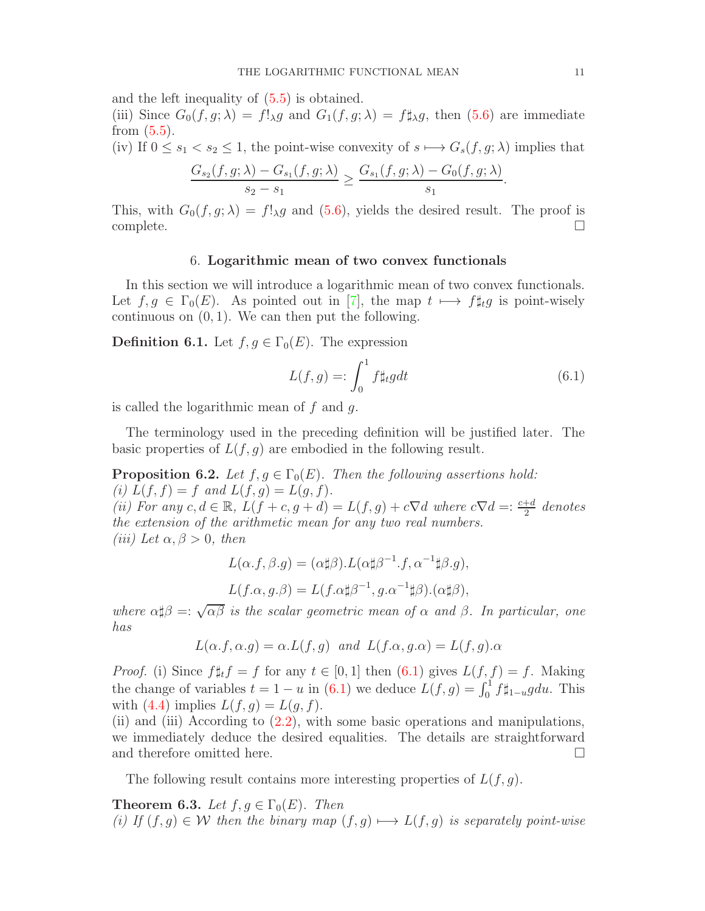and the left inequality of (5.5) is obtained.
(iii) Since $G_0(f,g;\lambda) = f!_\lambda g$ and $G_1(f,g;\lambda) = f\sharp_\lambda g$, then (5.6) are immediate from (5.5).
(iv) If $0 \leq s_1 < s_2 \leq 1$, the point-wise convexity of $s \longmapsto G_s(f,g;\lambda)$ implies that

$$\frac{G_{s_2}(f,g;\lambda) - G_{s_1}(f,g;\lambda)}{s_2 - s_1} \geq \frac{G_{s_1}(f,g;\lambda) - G_0(f,g;\lambda)}{s_1}.$$

This, with $G_0(f,g;\lambda) = f!_\lambda g$ and (5.6), yields the desired result. The proof is complete. □

## 6. **Logarithmic mean of two convex functionals**

In this section we will introduce a logarithmic mean of two convex functionals. Let $f,g \in \Gamma_0(E)$. As pointed out in [7], the map $t \longmapsto f\sharp_t g$ is point-wisely continuous on $(0,1)$. We can then put the following.

**Definition 6.1.** Let $f,g \in \Gamma_0(E)$. The expression

$$L(f,g) =: \int_0^1 f\sharp_t g dt \tag{6.1}$$

is called the logarithmic mean of $f$ and $g$.

The terminology used in the preceding definition will be justified later. The basic properties of $L(f,g)$ are embodied in the following result.

**Proposition 6.2.** *Let $f,g \in \Gamma_0(E)$. Then the following assertions hold:*
*(i) $L(f,f) = f$ and $L(f,g) = L(g,f)$.*
*(ii) For any $c,d \in \mathbb{R}$, $L(f+c, g+d) = L(f,g) + c\nabla d$ where $c\nabla d =: \frac{c+d}{2}$ denotes the extension of the arithmetic mean for any two real numbers.*
*(iii) Let $\alpha, \beta > 0$, then*

$$L(\alpha.f, \beta.g) = (\alpha\sharp\beta).L(\alpha\sharp\beta^{-1}.f, \alpha^{-1}\sharp\beta.g),$$

$$L(f.\alpha, g.\beta) = L(f.\alpha\sharp\beta^{-1}, g.\alpha^{-1}\sharp\beta).(\alpha\sharp\beta),$$

*where $\alpha\sharp\beta =: \sqrt{\alpha\beta}$ is the scalar geometric mean of $\alpha$ and $\beta$. In particular, one has*

$$L(\alpha.f, \alpha.g) = \alpha.L(f,g) \ \text{ and } \ L(f.\alpha, g.\alpha) = L(f,g).\alpha$$

*Proof.* (i) Since $f\sharp_t f = f$ for any $t \in [0,1]$ then (6.1) gives $L(f,f) = f$. Making the change of variables $t = 1-u$ in (6.1) we deduce $L(f,g) = \int_0^1 f\sharp_{1-u} g du$. This with (4.4) implies $L(f,g) = L(g,f)$.
(ii) and (iii) According to (2.2), with some basic operations and manipulations, we immediately deduce the desired equalities. The details are straightforward and therefore omitted here. □

The following result contains more interesting properties of $L(f,g)$.

**Theorem 6.3.** *Let $f,g \in \Gamma_0(E)$. Then*
*(i) If $(f,g) \in \mathcal{W}$ then the binary map $(f,g) \longmapsto L(f,g)$ is separately point-wise*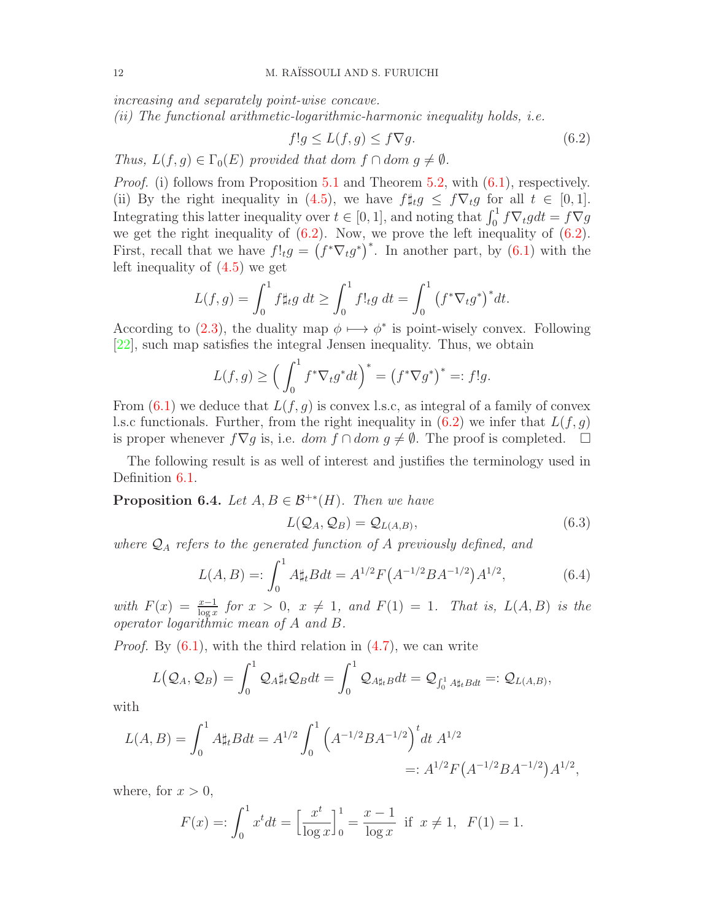*increasing and separately point-wise concave.*

*(ii) The functional arithmetic-logarithmic-harmonic inequality holds, i.e.*

$$f!g \leq L(f,g) \leq f\nabla g. \tag{6.2}$$

*Thus, $L(f,g) \in \Gamma_0(E)$ provided that $dom\, f \cap dom\, g \neq \emptyset$.*

*Proof.* (i) follows from Proposition 5.1 and Theorem 5.2, with (6.1), respectively. (ii) By the right inequality in (4.5), we have $f\sharp_t g \leq f\nabla_t g$ for all $t \in [0,1]$. Integrating this latter inequality over $t \in [0,1]$, and noting that $\int_0^1 f\nabla_t g dt = f\nabla g$ we get the right inequality of (6.2). Now, we prove the left inequality of (6.2). First, recall that we have $f!_t g = \big(f^*\nabla_t g^*\big)^*$. In another part, by (6.1) with the left inequality of (4.5) we get

$$L(f,g) = \int_0^1 f\sharp_t g\; dt \geq \int_0^1 f!_t g\; dt = \int_0^1 \big(f^*\nabla_t g^*\big)^* dt.$$

According to (2.3), the duality map $\phi \longmapsto \phi^*$ is point-wisely convex. Following [22], such map satisfies the integral Jensen inequality. Thus, we obtain

$$L(f,g) \geq \Big(\int_0^1 f^*\nabla_t g^* dt\Big)^* = \big(f^*\nabla g^*\big)^* =: f!g.$$

From (6.1) we deduce that $L(f,g)$ is convex l.s.c, as integral of a family of convex l.s.c functionals. Further, from the right inequality in (6.2) we infer that $L(f,g)$ is proper whenever $f\nabla g$ is, i.e. $dom\, f \cap dom\, g \neq \emptyset$. The proof is completed. $\square$

The following result is as well of interest and justifies the terminology used in Definition 6.1.

**Proposition 6.4.** *Let $A, B \in \mathcal{B}^{+*}(H)$. Then we have*

$$L(\mathcal{Q}_A, \mathcal{Q}_B) = \mathcal{Q}_{L(A,B)}, \tag{6.3}$$

*where $\mathcal{Q}_A$ refers to the generated function of $A$ previously defined, and*

$$L(A,B) =: \int_0^1 A\sharp_t B dt = A^{1/2} F\big(A^{-1/2}BA^{-1/2}\big)A^{1/2}, \tag{6.4}$$

*with $F(x) = \frac{x-1}{\log x}$ for $x > 0,\ x \neq 1$, and $F(1) = 1$. That is, $L(A,B)$ is the operator logarithmic mean of $A$ and $B$.*

*Proof.* By (6.1), with the third relation in (4.7), we can write

$$L\big(\mathcal{Q}_A, \mathcal{Q}_B\big) = \int_0^1 \mathcal{Q}_A\sharp_t \mathcal{Q}_B dt = \int_0^1 \mathcal{Q}_{A\sharp_t B} dt = \mathcal{Q}_{\int_0^1 A\sharp_t B dt} =: \mathcal{Q}_{L(A,B)},$$

with

$$L(A,B) = \int_0^1 A\sharp_t B dt = A^{1/2}\int_0^1 \Big(A^{-1/2}BA^{-1/2}\Big)^t dt\; A^{1/2}$$
$$=: A^{1/2}F\big(A^{-1/2}BA^{-1/2}\big)A^{1/2},$$

where, for $x > 0$,

$$F(x) =: \int_0^1 x^t dt = \Big[\frac{x^t}{\log x}\Big]_0^1 = \frac{x-1}{\log x} \ \text{ if } \ x \neq 1, \ \ F(1) = 1.$$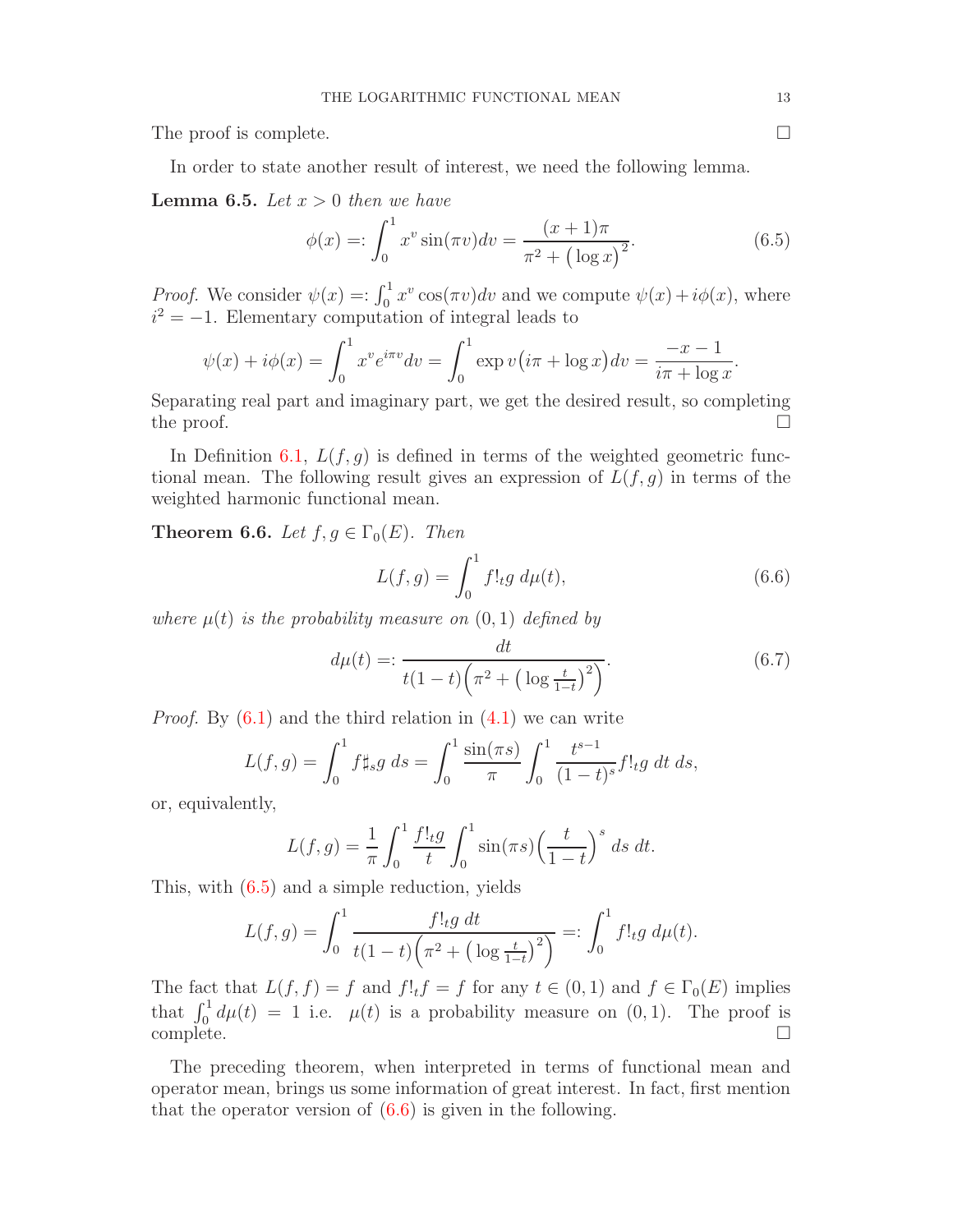The proof is complete. $\square$

In order to state another result of interest, we need the following lemma.

**Lemma 6.5.** *Let $x > 0$ then we have*

$$\phi(x) =: \int_0^1 x^v \sin(\pi v) dv = \frac{(x+1)\pi}{\pi^2 + \big(\log x\big)^2}. \tag{6.5}$$

*Proof.* We consider $\psi(x) =: \int_0^1 x^v \cos(\pi v) dv$ and we compute $\psi(x) + i\phi(x)$, where $i^2 = -1$. Elementary computation of integral leads to

$$\psi(x) + i\phi(x) = \int_0^1 x^v e^{i\pi v} dv = \int_0^1 \exp v\big(i\pi + \log x\big) dv = \frac{-x-1}{i\pi + \log x}.$$

Separating real part and imaginary part, we get the desired result, so completing the proof. $\square$

In Definition 6.1, $L(f,g)$ is defined in terms of the weighted geometric functional mean. The following result gives an expression of $L(f,g)$ in terms of the weighted harmonic functional mean.

**Theorem 6.6.** *Let $f, g \in \Gamma_0(E)$. Then*

$$L(f,g) = \int_0^1 f!_t g \; d\mu(t), \tag{6.6}$$

*where $\mu(t)$ is the probability measure on $(0,1)$ defined by*

$$d\mu(t) =: \frac{dt}{t(1-t)\Big(\pi^2 + \big(\log \frac{t}{1-t}\big)^2\Big)}. \tag{6.7}$$

*Proof.* By (6.1) and the third relation in (4.1) we can write

$$L(f,g) = \int_0^1 f\sharp_s g \; ds = \int_0^1 \frac{\sin(\pi s)}{\pi} \int_0^1 \frac{t^{s-1}}{(1-t)^s} f!_t g \; dt \; ds,$$

or, equivalently,

$$L(f,g) = \frac{1}{\pi} \int_0^1 \frac{f!_t g}{t} \int_0^1 \sin(\pi s) \Big(\frac{t}{1-t}\Big)^s \; ds \; dt.$$

This, with (6.5) and a simple reduction, yields

$$L(f,g) = \int_0^1 \frac{f!_t g \; dt}{t(1-t)\Big(\pi^2 + \big(\log \frac{t}{1-t}\big)^2\Big)} =: \int_0^1 f!_t g \; d\mu(t).$$

The fact that $L(f,f) = f$ and $f!_t f = f$ for any $t \in (0,1)$ and $f \in \Gamma_0(E)$ implies that $\int_0^1 d\mu(t) = 1$ i.e. $\mu(t)$ is a probability measure on $(0,1)$. The proof is complete. $\square$

The preceding theorem, when interpreted in terms of functional mean and operator mean, brings us some information of great interest. In fact, first mention that the operator version of (6.6) is given in the following.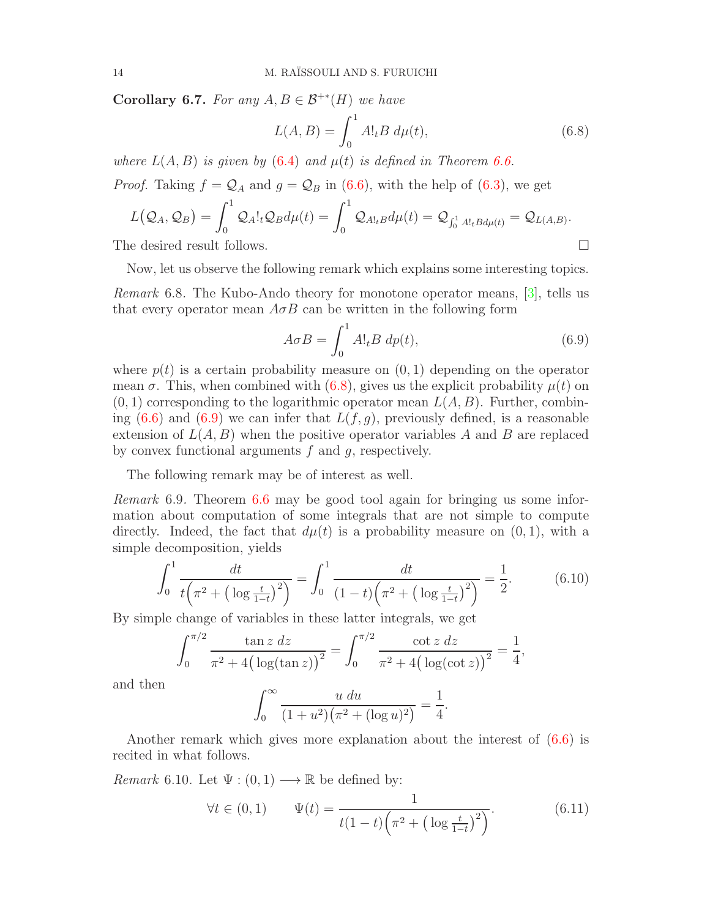**Corollary 6.7.** *For any $A, B \in \mathcal{B}^{+*}(H)$ we have*

$$L(A,B) = \int_0^1 A!_t B \, d\mu(t), \tag{6.8}$$

*where $L(A,B)$ is given by (6.4) and $\mu(t)$ is defined in Theorem 6.6.*

*Proof.* Taking $f = \mathcal{Q}_A$ and $g = \mathcal{Q}_B$ in (6.6), with the help of (6.3), we get

$$L\big(\mathcal{Q}_A, \mathcal{Q}_B\big) = \int_0^1 \mathcal{Q}_A !_t \mathcal{Q}_B d\mu(t) = \int_0^1 \mathcal{Q}_{A!_t B} d\mu(t) = \mathcal{Q}_{\int_0^1 A!_t B d\mu(t)} = \mathcal{Q}_{L(A,B)}.$$

The desired result follows. $\square$

Now, let us observe the following remark which explains some interesting topics.

*Remark* 6.8. The Kubo-Ando theory for monotone operator means, [3], tells us that every operator mean $A\sigma B$ can be written in the following form

$$A\sigma B = \int_0^1 A!_t B \, dp(t), \tag{6.9}$$

where $p(t)$ is a certain probability measure on $(0,1)$ depending on the operator mean $\sigma$. This, when combined with (6.8), gives us the explicit probability $\mu(t)$ on $(0,1)$ corresponding to the logarithmic operator mean $L(A,B)$. Further, combining (6.6) and (6.9) we can infer that $L(f,g)$, previously defined, is a reasonable extension of $L(A,B)$ when the positive operator variables $A$ and $B$ are replaced by convex functional arguments $f$ and $g$, respectively.

The following remark may be of interest as well.

*Remark* 6.9. Theorem 6.6 may be good tool again for bringing us some information about computation of some integrals that are not simple to compute directly. Indeed, the fact that $d\mu(t)$ is a probability measure on $(0,1)$, with a simple decomposition, yields

$$\int_0^1 \frac{dt}{t\Big(\pi^2 + \big(\log\frac{t}{1-t}\big)^2\Big)} = \int_0^1 \frac{dt}{(1-t)\Big(\pi^2 + \big(\log\frac{t}{1-t}\big)^2\Big)} = \frac{1}{2}. \tag{6.10}$$

By simple change of variables in these latter integrals, we get

$$\int_0^{\pi/2} \frac{\tan z \, dz}{\pi^2 + 4\big(\log(\tan z)\big)^2} = \int_0^{\pi/2} \frac{\cot z \, dz}{\pi^2 + 4\big(\log(\cot z)\big)^2} = \frac{1}{4},$$

and then

$$\int_0^\infty \frac{u \, du}{(1+u^2)\big(\pi^2 + (\log u)^2\big)} = \frac{1}{4}.$$

Another remark which gives more explanation about the interest of (6.6) is recited in what follows.

*Remark* 6.10. Let $\Psi : (0,1) \longrightarrow \mathbb{R}$ be defined by:

$$\forall t \in (0,1) \qquad \Psi(t) = \frac{1}{t(1-t)\Big(\pi^2 + \big(\log\frac{t}{1-t}\big)^2\Big)}. \tag{6.11}$$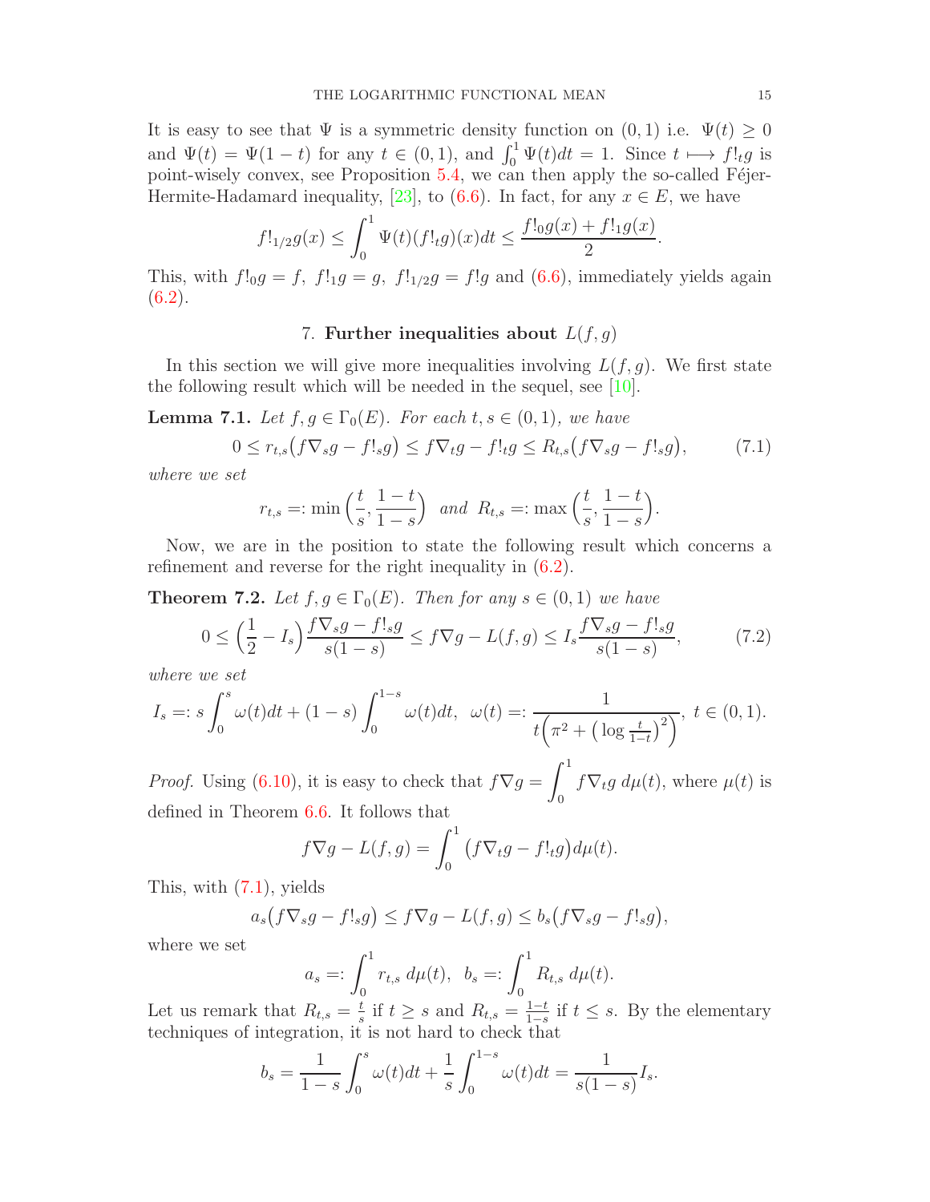It is easy to see that $\Psi$ is a symmetric density function on $(0,1)$ i.e. $\Psi(t) \geq 0$ and $\Psi(t) = \Psi(1-t)$ for any $t \in (0,1)$, and $\int_0^1 \Psi(t)dt = 1$. Since $t \longmapsto f!_t g$ is point-wisely convex, see Proposition 5.4, we can then apply the so-called Féjer-Hermite-Hadamard inequality, [23], to (6.6). In fact, for any $x \in E$, we have

$$f!_{1/2}g(x) \leq \int_0^1 \Psi(t)(f!_t g)(x)dt \leq \frac{f!_0 g(x) + f!_1 g(x)}{2}.$$

This, with $f!_0 g = f$, $f!_1 g = g$, $f!_{1/2}g = f!g$ and (6.6), immediately yields again (6.2).

## 7. Further inequalities about $L(f,g)$

In this section we will give more inequalities involving $L(f,g)$. We first state the following result which will be needed in the sequel, see [10].

**Lemma 7.1.** *Let $f,g \in \Gamma_0(E)$. For each $t,s \in (0,1)$, we have*

$$0 \leq r_{t,s}\big(f\nabla_s g - f!_s g\big) \leq f\nabla_t g - f!_t g \leq R_{t,s}\big(f\nabla_s g - f!_s g\big), \tag{7.1}$$

*where we set*

$$r_{t,s} =: \min\Big(\frac{t}{s}, \frac{1-t}{1-s}\Big) \;\; \text{and} \;\; R_{t,s} =: \max\Big(\frac{t}{s}, \frac{1-t}{1-s}\Big).$$

Now, we are in the position to state the following result which concerns a refinement and reverse for the right inequality in (6.2).

**Theorem 7.2.** *Let $f,g \in \Gamma_0(E)$. Then for any $s \in (0,1)$ we have*

$$0 \leq \Big(\frac{1}{2} - I_s\Big)\frac{f\nabla_s g - f!_s g}{s(1-s)} \leq f\nabla g - L(f,g) \leq I_s \frac{f\nabla_s g - f!_s g}{s(1-s)}, \tag{7.2}$$

*where we set*

$$I_s =: s\int_0^s \omega(t)dt + (1-s)\int_0^{1-s}\omega(t)dt, \;\; \omega(t) =: \frac{1}{t\Big(\pi^2 + \big(\log\frac{t}{1-t}\big)^2\Big)}, \; t \in (0,1).$$

*Proof.* Using (6.10), it is easy to check that $f\nabla g = \displaystyle\int_0^1 f\nabla_t g \; d\mu(t)$, where $\mu(t)$ is defined in Theorem 6.6. It follows that

$$f\nabla g - L(f,g) = \int_0^1 \big(f\nabla_t g - f!_t g\big)d\mu(t).$$

This, with (7.1), yields

$$a_s\big(f\nabla_s g - f!_s g\big) \leq f\nabla g - L(f,g) \leq b_s\big(f\nabla_s g - f!_s g\big),$$

where we set

$$a_s =: \int_0^1 r_{t,s}\; d\mu(t), \;\; b_s =: \int_0^1 R_{t,s}\; d\mu(t).$$

Let us remark that $R_{t,s} = \frac{t}{s}$ if $t \geq s$ and $R_{t,s} = \frac{1-t}{1-s}$ if $t \leq s$. By the elementary techniques of integration, it is not hard to check that

$$b_s = \frac{1}{1-s}\int_0^s \omega(t)dt + \frac{1}{s}\int_0^{1-s}\omega(t)dt = \frac{1}{s(1-s)}I_s.$$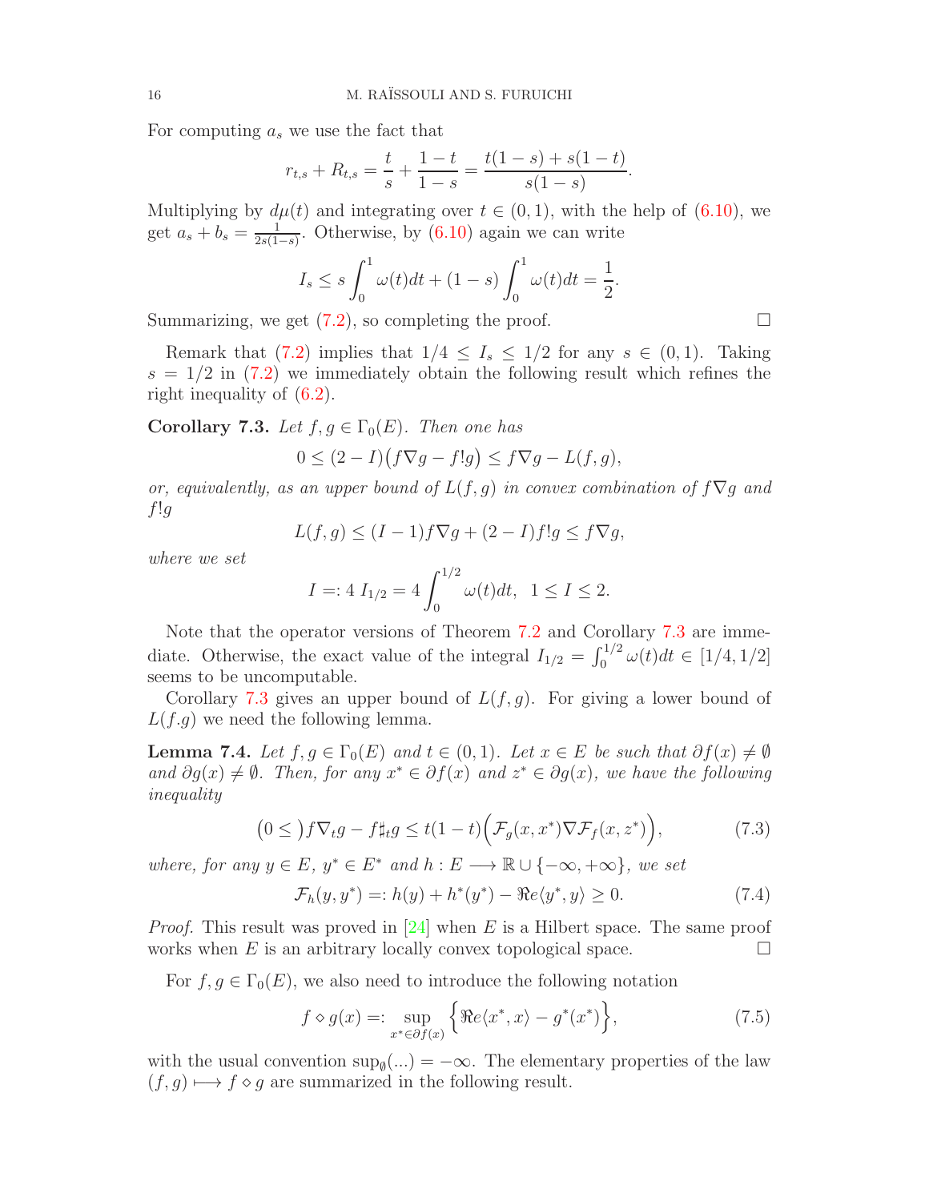For computing $a_s$ we use the fact that

$$r_{t,s}+R_{t,s}=\frac{t}{s}+\frac{1-t}{1-s}=\frac{t(1-s)+s(1-t)}{s(1-s)}.$$

Multiplying by $d\mu(t)$ and integrating over $t\in(0,1)$, with the help of (6.10), we get $a_s+b_s=\frac{1}{2s(1-s)}$. Otherwise, by (6.10) again we can write

$$I_s\leq s\int_0^1\omega(t)dt+(1-s)\int_0^1\omega(t)dt=\frac{1}{2}.$$

Summarizing, we get (7.2), so completing the proof. □

Remark that (7.2) implies that $1/4\leq I_s\leq 1/2$ for any $s\in(0,1)$. Taking $s=1/2$ in (7.2) we immediately obtain the following result which refines the right inequality of (6.2).

**Corollary 7.3.** *Let $f,g\in\Gamma_0(E)$. Then one has*

$$0\leq (2-I)\big(f\nabla g-f!g\big)\leq f\nabla g-L(f,g),$$

*or, equivalently, as an upper bound of $L(f,g)$ in convex combination of $f\nabla g$ and $f!g$*

$$L(f,g)\leq (I-1)f\nabla g+(2-I)f!g\leq f\nabla g,$$

*where we set*

$$I=:4\,I_{1/2}=4\int_0^{1/2}\omega(t)dt,\;\; 1\leq I\leq 2.$$

Note that the operator versions of Theorem 7.2 and Corollary 7.3 are immediate. Otherwise, the exact value of the integral $I_{1/2}=\int_0^{1/2}\omega(t)dt\in[1/4,1/2]$ seems to be uncomputable.

Corollary 7.3 gives an upper bound of $L(f,g)$. For giving a lower bound of $L(f.g)$ we need the following lemma.

**Lemma 7.4.** *Let $f,g\in\Gamma_0(E)$ and $t\in(0,1)$. Let $x\in E$ be such that $\partial f(x)\neq\emptyset$ and $\partial g(x)\neq\emptyset$. Then, for any $x^*\in\partial f(x)$ and $z^*\in\partial g(x)$, we have the following inequality*

$$\big(0\leq\big)f\nabla_t g-f\sharp_t g\leq t(1-t)\Big(\mathcal{F}_g(x,x^*)\nabla\mathcal{F}_f(x,z^*)\Big),\tag{7.3}$$

*where, for any $y\in E$, $y^*\in E^*$ and $h:E\longrightarrow\mathbb{R}\cup\{-\infty,+\infty\}$, we set*

$$\mathcal{F}_h(y,y^*)=:h(y)+h^*(y^*)-\Re e\langle y^*,y\rangle\geq 0.\tag{7.4}$$

*Proof.* This result was proved in [24] when $E$ is a Hilbert space. The same proof works when $E$ is an arbitrary locally convex topological space. □

For $f,g\in\Gamma_0(E)$, we also need to introduce the following notation

$$f\diamond g(x)=:\sup_{x^*\in\partial f(x)}\Big\{\Re e\langle x^*,x\rangle-g^*(x^*)\Big\},\tag{7.5}$$

with the usual convention $\sup_{\emptyset}(...)=-\infty$. The elementary properties of the law $(f,g)\longmapsto f\diamond g$ are summarized in the following result.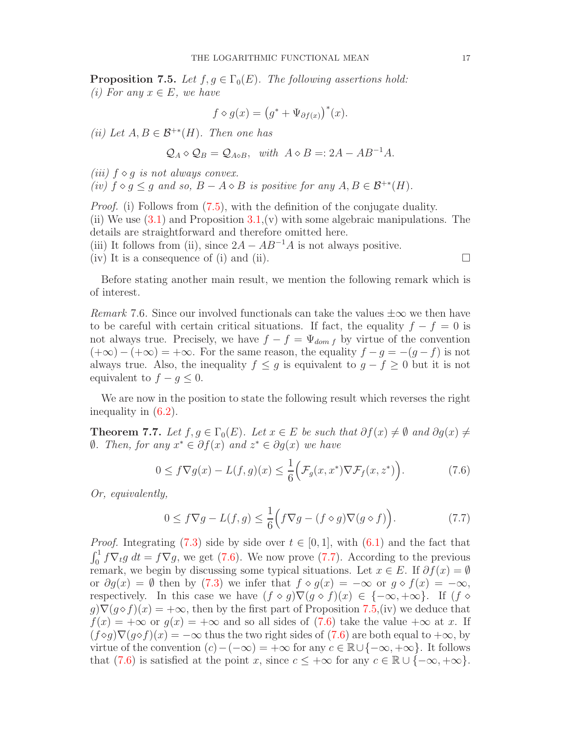**Proposition 7.5.** *Let $f, g \in \Gamma_0(E)$. The following assertions hold:*
*(i) For any $x \in E$, we have*

$$f \diamond g(x) = \big(g^* + \Psi_{\partial f(x)}\big)^*(x).$$

*(ii) Let $A, B \in \mathcal{B}^{+*}(H)$. Then one has*

$$\mathcal{Q}_A \diamond \mathcal{Q}_B = \mathcal{Q}_{A \diamond B}, \ \text{ with } \ A \diamond B =: 2A - AB^{-1}A.$$

*(iii) $f \diamond g$ is not always convex.*
*(iv) $f \diamond g \leq g$ and so, $B - A \diamond B$ is positive for any $A, B \in \mathcal{B}^{+*}(H)$.*

*Proof.* (i) Follows from (7.5), with the definition of the conjugate duality.
(ii) We use (3.1) and Proposition 3.1,(v) with some algebraic manipulations. The details are straightforward and therefore omitted here.
(iii) It follows from (ii), since $2A - AB^{-1}A$ is not always positive.
(iv) It is a consequence of (i) and (ii). $\square$

Before stating another main result, we mention the following remark which is of interest.

*Remark* 7.6. Since our involved functionals can take the values $\pm\infty$ we then have to be careful with certain critical situations. If fact, the equality $f - f = 0$ is not always true. Precisely, we have $f - f = \Psi_{dom\, f}$ by virtue of the convention $(+\infty) - (+\infty) = +\infty$. For the same reason, the equality $f - g = -(g - f)$ is not always true. Also, the inequality $f \leq g$ is equivalent to $g - f \geq 0$ but it is not equivalent to $f - g \leq 0$.

We are now in the position to state the following result which reverses the right inequality in (6.2).

**Theorem 7.7.** *Let $f, g \in \Gamma_0(E)$. Let $x \in E$ be such that $\partial f(x) \neq \emptyset$ and $\partial g(x) \neq \emptyset$. Then, for any $x^* \in \partial f(x)$ and $z^* \in \partial g(x)$ we have*

$$0 \leq f \nabla g(x) - L(f, g)(x) \leq \frac{1}{6}\Big(\mathcal{F}_g(x, x^*) \nabla \mathcal{F}_f(x, z^*)\Big). \tag{7.6}$$

*Or, equivalently,*

$$0 \leq f \nabla g - L(f, g) \leq \frac{1}{6}\Big(f \nabla g - (f \diamond g) \nabla (g \diamond f)\Big). \tag{7.7}$$

*Proof.* Integrating (7.3) side by side over $t \in [0, 1]$, with (6.1) and the fact that $\int_0^1 f \nabla_t g \, dt = f \nabla g$, we get (7.6). We now prove (7.7). According to the previous remark, we begin by discussing some typical situations. Let $x \in E$. If $\partial f(x) = \emptyset$ or $\partial g(x) = \emptyset$ then by (7.3) we infer that $f \diamond g(x) = -\infty$ or $g \diamond f(x) = -\infty$, respectively. In this case we have $(f \diamond g) \nabla (g \diamond f)(x) \in \{-\infty, +\infty\}$. If $(f \diamond g) \nabla (g \diamond f)(x) = +\infty$, then by the first part of Proposition 7.5,(iv) we deduce that $f(x) = +\infty$ or $g(x) = +\infty$ and so all sides of (7.6) take the value $+\infty$ at $x$. If $(f \diamond g) \nabla (g \diamond f)(x) = -\infty$ thus the two right sides of (7.6) are both equal to $+\infty$, by virtue of the convention $(c) - (-\infty) = +\infty$ for any $c \in \mathbb{R} \cup \{-\infty, +\infty\}$. It follows that (7.6) is satisfied at the point $x$, since $c \leq +\infty$ for any $c \in \mathbb{R} \cup \{-\infty, +\infty\}$.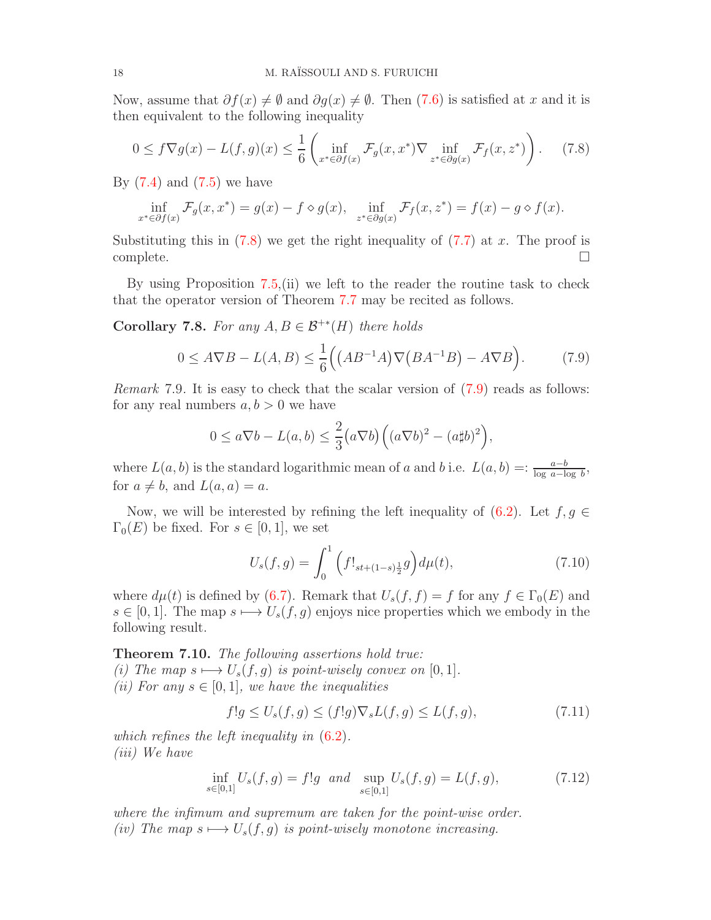Now, assume that $\partial f(x) \neq \emptyset$ and $\partial g(x) \neq \emptyset$. Then (7.6) is satisfied at $x$ and it is then equivalent to the following inequality

$$0 \leq f \nabla g(x) - L(f,g)(x) \leq \frac{1}{6}\left( \inf_{x^* \in \partial f(x)} \mathcal{F}_g(x,x^*) \nabla \inf_{z^* \in \partial g(x)} \mathcal{F}_f(x,z^*) \right). \tag{7.8}$$

By (7.4) and (7.5) we have

$$\inf_{x^* \in \partial f(x)} \mathcal{F}_g(x,x^*) = g(x) - f \diamond g(x), \quad \inf_{z^* \in \partial g(x)} \mathcal{F}_f(x,z^*) = f(x) - g \diamond f(x).$$

Substituting this in (7.8) we get the right inequality of (7.7) at $x$. The proof is complete. $\square$

By using Proposition 7.5,(ii) we left to the reader the routine task to check that the operator version of Theorem 7.7 may be recited as follows.

**Corollary 7.8.** *For any $A, B \in \mathcal{B}^{+*}(H)$ there holds*

$$0 \leq A \nabla B - L(A,B) \leq \frac{1}{6}\Big( \big(AB^{-1}A\big) \nabla \big(BA^{-1}B\big) - A \nabla B \Big). \tag{7.9}$$

*Remark* 7.9. It is easy to check that the scalar version of (7.9) reads as follows: for any real numbers $a, b > 0$ we have

$$0 \leq a \nabla b - L(a,b) \leq \frac{2}{3}\big(a \nabla b\big)\Big( (a \nabla b)^2 - (a \sharp b)^2 \Big),$$

where $L(a,b)$ is the standard logarithmic mean of $a$ and $b$ i.e. $L(a,b) =: \frac{a-b}{\log\, a - \log\, b}$, for $a \neq b$, and $L(a,a) = a$.

Now, we will be interested by refining the left inequality of (6.2). Let $f, g \in \Gamma_0(E)$ be fixed. For $s \in [0,1]$, we set

$$U_s(f,g) = \int_0^1 \Big( f !_{st + (1-s)\frac{1}{2}} g \Big) d\mu(t), \tag{7.10}$$

where $d\mu(t)$ is defined by (6.7). Remark that $U_s(f,f) = f$ for any $f \in \Gamma_0(E)$ and $s \in [0,1]$. The map $s \longmapsto U_s(f,g)$ enjoys nice properties which we embody in the following result.

**Theorem 7.10.** *The following assertions hold true:*
*(i) The map $s \longmapsto U_s(f,g)$ is point-wisely convex on $[0,1]$.*
*(ii) For any $s \in [0,1]$, we have the inequalities*

$$f!g \leq U_s(f,g) \leq (f!g) \nabla_s L(f,g) \leq L(f,g), \tag{7.11}$$

*which refines the left inequality in (6.2).*
*(iii) We have*

$$\inf_{s \in [0,1]} U_s(f,g) = f!g \ \text{ and } \ \sup_{s \in [0,1]} U_s(f,g) = L(f,g), \tag{7.12}$$

*where the infimum and supremum are taken for the point-wise order.*
*(iv) The map $s \longmapsto U_s(f,g)$ is point-wisely monotone increasing.*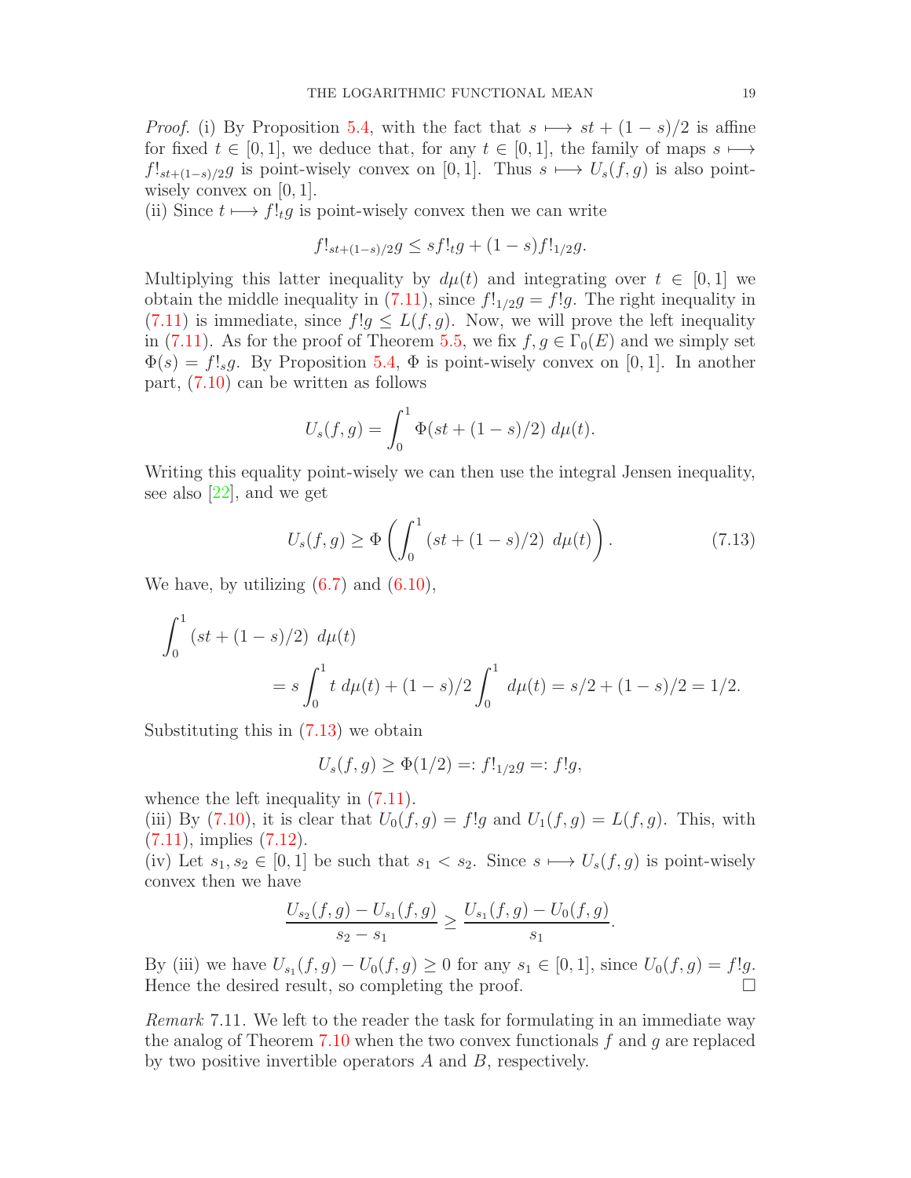*Proof.* (i) By Proposition 5.4, with the fact that $s \longmapsto st + (1-s)/2$ is affine for fixed $t \in [0,1]$, we deduce that, for any $t \in [0,1]$, the family of maps $s \longmapsto f!_{st+(1-s)/2}g$ is point-wisely convex on $[0,1]$. Thus $s \longmapsto U_s(f,g)$ is also point-wisely convex on $[0,1]$.
(ii) Since $t \longmapsto f!_t g$ is point-wisely convex then we can write

$$f!_{st+(1-s)/2}g \le s f!_t g + (1-s) f!_{1/2} g.$$

Multiplying this latter inequality by $d\mu(t)$ and integrating over $t \in [0,1]$ we obtain the middle inequality in (7.11), since $f!_{1/2}g = f!g$. The right inequality in (7.11) is immediate, since $f!g \le L(f,g)$. Now, we will prove the left inequality in (7.11). As for the proof of Theorem 5.5, we fix $f, g \in \Gamma_0(E)$ and we simply set $\Phi(s) = f!_s g$. By Proposition 5.4, $\Phi$ is point-wisely convex on $[0,1]$. In another part, (7.10) can be written as follows

$$U_s(f,g) = \int_0^1 \Phi(st + (1-s)/2)\, d\mu(t).$$

Writing this equality point-wisely we can then use the integral Jensen inequality, see also [22], and we get

$$U_s(f,g) \ge \Phi\left(\int_0^1 (st + (1-s)/2)\ d\mu(t)\right). \tag{7.13}$$

We have, by utilizing (6.7) and (6.10),

$$\int_0^1 (st + (1-s)/2)\ d\mu(t)$$
$$= s\int_0^1 t\, d\mu(t) + (1-s)/2 \int_0^1 d\mu(t) = s/2 + (1-s)/2 = 1/2.$$

Substituting this in (7.13) we obtain

$$U_s(f,g) \ge \Phi(1/2) =: f!_{1/2}g =: f!g,$$

whence the left inequality in (7.11).
(iii) By (7.10), it is clear that $U_0(f,g) = f!g$ and $U_1(f,g) = L(f,g)$. This, with (7.11), implies (7.12).
(iv) Let $s_1, s_2 \in [0,1]$ be such that $s_1 < s_2$. Since $s \longmapsto U_s(f,g)$ is point-wisely convex then we have

$$\frac{U_{s_2}(f,g) - U_{s_1}(f,g)}{s_2 - s_1} \ge \frac{U_{s_1}(f,g) - U_0(f,g)}{s_1}.$$

By (iii) we have $U_{s_1}(f,g) - U_0(f,g) \ge 0$ for any $s_1 \in [0,1]$, since $U_0(f,g) = f!g$. Hence the desired result, so completing the proof. □

*Remark* 7.11. We left to the reader the task for formulating in an immediate way the analog of Theorem 7.10 when the two convex functionals $f$ and $g$ are replaced by two positive invertible operators $A$ and $B$, respectively.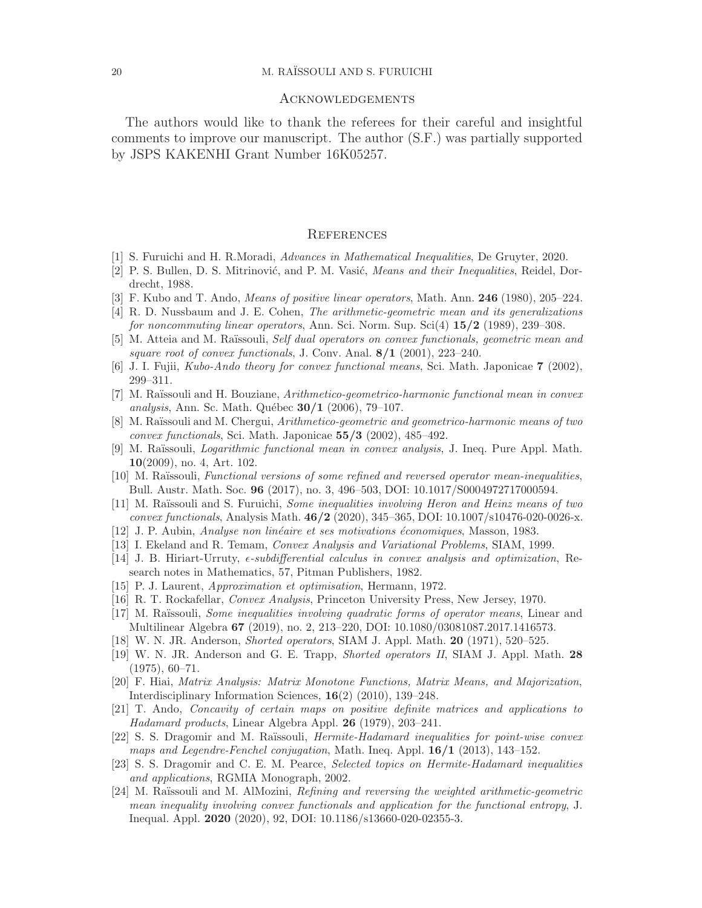## Acknowledgements

The authors would like to thank the referees for their careful and insightful comments to improve our manuscript. The author (S.F.) was partially supported by JSPS KAKENHI Grant Number 16K05257.

## References

[1] S. Furuichi and H. R.Moradi, *Advances in Mathematical Inequalities*, De Gruyter, 2020.

[2] P. S. Bullen, D. S. Mitrinović, and P. M. Vasić, *Means and their Inequalities*, Reidel, Dordrecht, 1988.

[3] F. Kubo and T. Ando, *Means of positive linear operators*, Math. Ann. **246** (1980), 205–224.

[4] R. D. Nussbaum and J. E. Cohen, *The arithmetic-geometric mean and its generalizations for noncommuting linear operators*, Ann. Sci. Norm. Sup. Sci(4) **15/2** (1989), 239–308.

[5] M. Atteia and M. Raïssouli, *Self dual operators on convex functionals, geometric mean and square root of convex functionals*, J. Conv. Anal. **8/1** (2001), 223–240.

[6] J. I. Fujii, *Kubo-Ando theory for convex functional means*, Sci. Math. Japonicae **7** (2002), 299–311.

[7] M. Raïssouli and H. Bouziane, *Arithmetico-geometrico-harmonic functional mean in convex analysis*, Ann. Sc. Math. Québec **30/1** (2006), 79–107.

[8] M. Raïssouli and M. Chergui, *Arithmetico-geometric and geometrico-harmonic means of two convex functionals*, Sci. Math. Japonicae **55/3** (2002), 485–492.

[9] M. Raïssouli, *Logarithmic functional mean in convex analysis*, J. Ineq. Pure Appl. Math. **10**(2009), no. 4, Art. 102.

[10] M. Raïssouli, *Functional versions of some refined and reversed operator mean-inequalities*, Bull. Austr. Math. Soc. **96** (2017), no. 3, 496–503, DOI: 10.1017/S0004972717000594.

[11] M. Raïssouli and S. Furuichi, *Some inequalities involving Heron and Heinz means of two convex functionals*, Analysis Math. **46/2** (2020), 345–365, DOI: 10.1007/s10476-020-0026-x.

[12] J. P. Aubin, *Analyse non linéaire et ses motivations économiques*, Masson, 1983.

[13] I. Ekeland and R. Temam, *Convex Analysis and Variational Problems*, SIAM, 1999.

[14] J. B. Hiriart-Urruty, *$\epsilon$-subdifferential calculus in convex analysis and optimization*, Research notes in Mathematics, 57, Pitman Publishers, 1982.

[15] P. J. Laurent, *Approximation et optimisation*, Hermann, 1972.

[16] R. T. Rockafellar, *Convex Analysis*, Princeton University Press, New Jersey, 1970.

[17] M. Raïssouli, *Some inequalities involving quadratic forms of operator means*, Linear and Multilinear Algebra **67** (2019), no. 2, 213–220, DOI: 10.1080/03081087.2017.1416573.

[18] W. N. JR. Anderson, *Shorted operators*, SIAM J. Appl. Math. **20** (1971), 520–525.

[19] W. N. JR. Anderson and G. E. Trapp, *Shorted operators II*, SIAM J. Appl. Math. **28** (1975), 60–71.

[20] F. Hiai, *Matrix Analysis: Matrix Monotone Functions, Matrix Means, and Majorization*, Interdisciplinary Information Sciences, **16**(2) (2010), 139–248.

[21] T. Ando, *Concavity of certain maps on positive definite matrices and applications to Hadamard products*, Linear Algebra Appl. **26** (1979), 203–241.

[22] S. S. Dragomir and M. Raïssouli, *Hermite-Hadamard inequalities for point-wise convex maps and Legendre-Fenchel conjugation*, Math. Ineq. Appl. **16/1** (2013), 143–152.

[23] S. S. Dragomir and C. E. M. Pearce, *Selected topics on Hermite-Hadamard inequalities and applications*, RGMIA Monograph, 2002.

[24] M. Raïssouli and M. AlMozini, *Refining and reversing the weighted arithmetic-geometric mean inequality involving convex functionals and application for the functional entropy*, J. Inequal. Appl. **2020** (2020), 92, DOI: 10.1186/s13660-020-02355-3.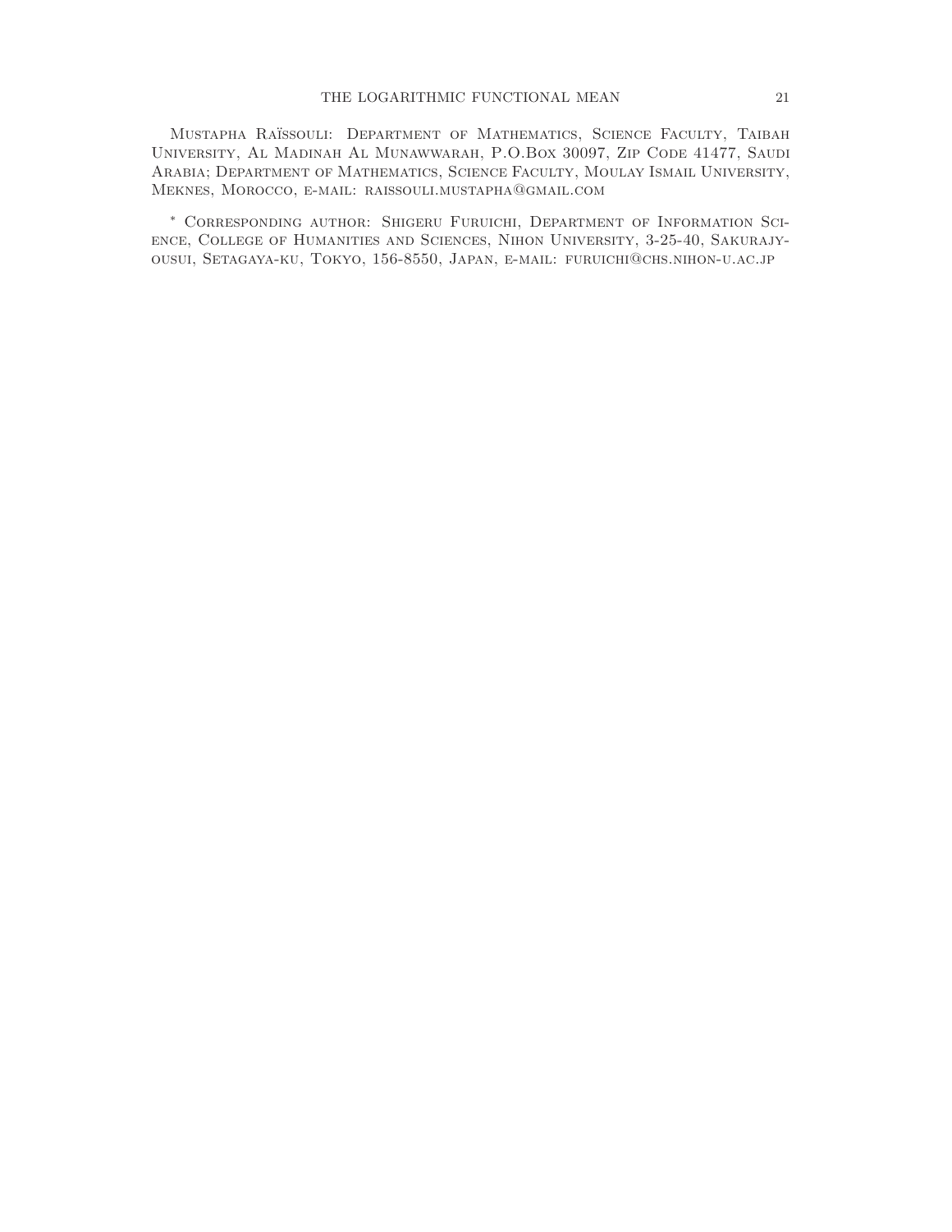Mustapha Raïssouli: Department of Mathematics, Science Faculty, Taibah University, Al Madinah Al Munawwarah, P.O.Box 30097, Zip Code 41477, Saudi Arabia; Department of Mathematics, Science Faculty, Moulay Ismail University, Meknes, Morocco, e-mail: raissouli.mustapha@gmail.com

* Corresponding author: Shigeru Furuichi, Department of Information Science, College of Humanities and Sciences, Nihon University, 3-25-40, Sakurajyousui, Setagaya-ku, Tokyo, 156-8550, Japan, e-mail: furuichi@chs.nihon-u.ac.jp